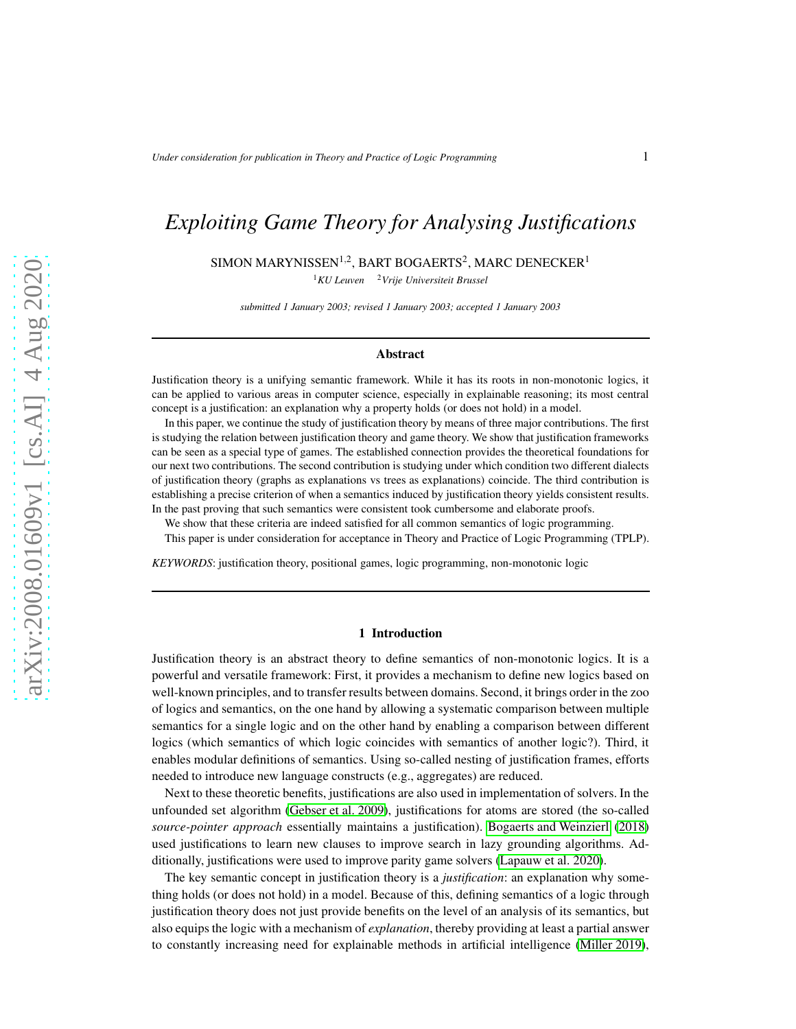# *Exploiting Game Theory for Analysing Justifications*

SIMON MARYNISSEN[1,2], BART BOGAERTS[2], MARC DENECKER[1]

[1]*KU Leuven* [2]*Vrije Universiteit Brussel*

*submitted 1 January 2003; revised 1 January 2003; accepted 1 January 2003*

## Abstract

Justification theory is a unifying semantic framework. While it has its roots in non-monotonic logics, it can be applied to various areas in computer science, especially in explainable reasoning; its most central concept is a justification: an explanation why a property holds (or does not hold) in a model.

In this paper, we continue the study of justification theory by means of three major contributions. The first is studying the relation between justification theory and game theory. We show that justification frameworks can be seen as a special type of games. The established connection provides the theoretical foundations for our next two contributions. The second contribution is studying under which condition two different dialects of justification theory (graphs as explanations vs trees as explanations) coincide. The third contribution is establishing a precise criterion of when a semantics induced by justification theory yields consistent results. In the past proving that such semantics were consistent took cumbersome and elaborate proofs.

We show that these criteria are indeed satisfied for all common semantics of logic programming.

This paper is under consideration for acceptance in Theory and Practice of Logic Programming (TPLP).

*KEYWORDS*: justification theory, positional games, logic programming, non-monotonic logic

## 1 Introduction

Justification theory is an abstract theory to define semantics of non-monotonic logics. It is a powerful and versatile framework: First, it provides a mechanism to define new logics based on well-known principles, and to transfer results between domains. Second, it brings order in the zoo of logics and semantics, on the one hand by allowing a systematic comparison between multiple semantics for a single logic and on the other hand by enabling a comparison between different logics (which semantics of which logic coincides with semantics of another logic?). Third, it enables modular definitions of semantics. Using so-called nesting of justification frames, efforts needed to introduce new language constructs (e.g., aggregates) are reduced.

Next to these theoretic benefits, justifications are also used in implementation of solvers. In the unfounded set algorithm (Gebser et al. 2009), justifications for atoms are stored (the so-called *source-pointer approach* essentially maintains a justification). Bogaerts and Weinzierl (2018) used justifications to learn new clauses to improve search in lazy grounding algorithms. Additionally, justifications were used to improve parity game solvers (Lapauw et al. 2020).

The key semantic concept in justification theory is a *justification*: an explanation why something holds (or does not hold) in a model. Because of this, defining semantics of a logic through justification theory does not just provide benefits on the level of an analysis of its semantics, but also equips the logic with a mechanism of *explanation*, thereby providing at least a partial answer to constantly increasing need for explainable methods in artificial intelligence (Miller 2019),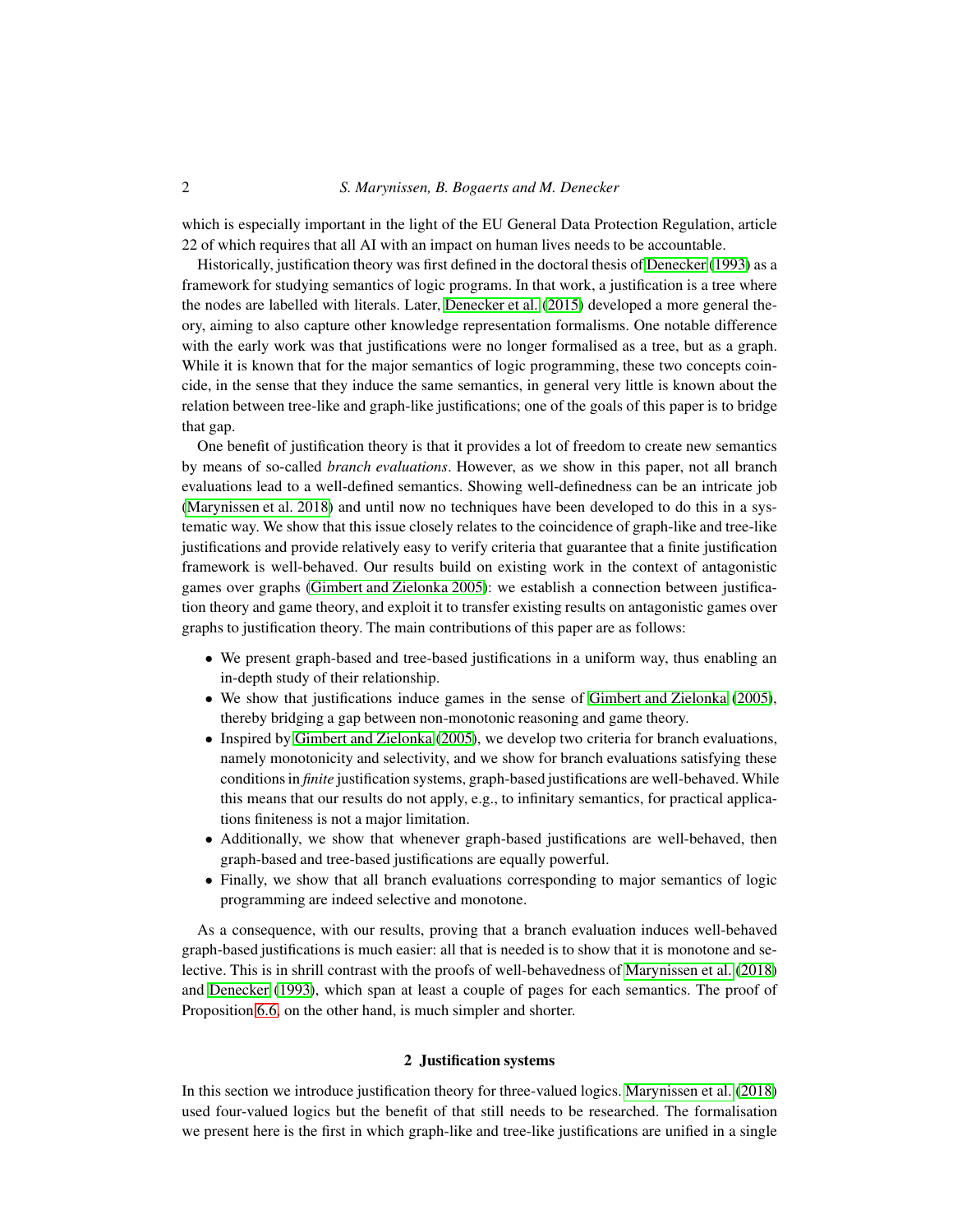which is especially important in the light of the EU General Data Protection Regulation, article 22 of which requires that all AI with an impact on human lives needs to be accountable.

Historically, justification theory was first defined in the doctoral thesis of Denecker (1993) as a framework for studying semantics of logic programs. In that work, a justification is a tree where the nodes are labelled with literals. Later, Denecker et al. (2015) developed a more general theory, aiming to also capture other knowledge representation formalisms. One notable difference with the early work was that justifications were no longer formalised as a tree, but as a graph. While it is known that for the major semantics of logic programming, these two concepts coincide, in the sense that they induce the same semantics, in general very little is known about the relation between tree-like and graph-like justifications; one of the goals of this paper is to bridge that gap.

One benefit of justification theory is that it provides a lot of freedom to create new semantics by means of so-called *branch evaluations*. However, as we show in this paper, not all branch evaluations lead to a well-defined semantics. Showing well-definedness can be an intricate job (Marynissen et al. 2018) and until now no techniques have been developed to do this in a systematic way. We show that this issue closely relates to the coincidence of graph-like and tree-like justifications and provide relatively easy to verify criteria that guarantee that a finite justification framework is well-behaved. Our results build on existing work in the context of antagonistic games over graphs (Gimbert and Zielonka 2005): we establish a connection between justification theory and game theory, and exploit it to transfer existing results on antagonistic games over graphs to justification theory. The main contributions of this paper are as follows:

- We present graph-based and tree-based justifications in a uniform way, thus enabling an in-depth study of their relationship.
- We show that justifications induce games in the sense of Gimbert and Zielonka (2005), thereby bridging a gap between non-monotonic reasoning and game theory.
- Inspired by Gimbert and Zielonka (2005), we develop two criteria for branch evaluations, namely monotonicity and selectivity, and we show for branch evaluations satisfying these conditions in *finite* justification systems, graph-based justifications are well-behaved. While this means that our results do not apply, e.g., to infinitary semantics, for practical applications finiteness is not a major limitation.
- Additionally, we show that whenever graph-based justifications are well-behaved, then graph-based and tree-based justifications are equally powerful.
- Finally, we show that all branch evaluations corresponding to major semantics of logic programming are indeed selective and monotone.

As a consequence, with our results, proving that a branch evaluation induces well-behaved graph-based justifications is much easier: all that is needed is to show that it is monotone and selective. This is in shrill contrast with the proofs of well-behavedness of Marynissen et al. (2018) and Denecker (1993), which span at least a couple of pages for each semantics. The proof of Proposition 6.6, on the other hand, is much simpler and shorter.

## 2 Justification systems

In this section we introduce justification theory for three-valued logics. Marynissen et al. (2018) used four-valued logics but the benefit of that still needs to be researched. The formalisation we present here is the first in which graph-like and tree-like justifications are unified in a single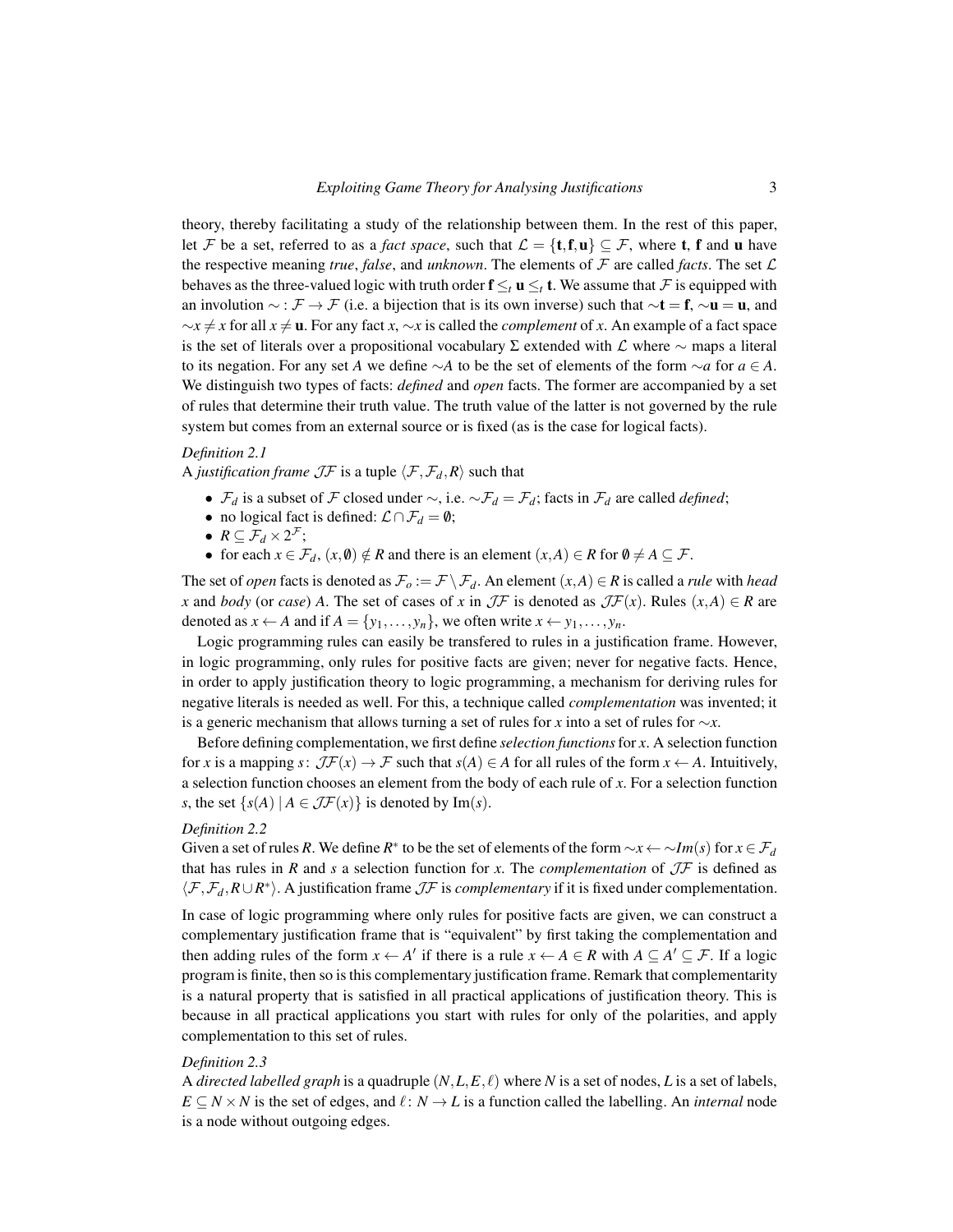theory, thereby facilitating a study of the relationship between them. In the rest of this paper, let $\mathcal{F}$ be a set, referred to as a *fact space*, such that $\mathcal{L} = \{\mathbf{t}, \mathbf{f}, \mathbf{u}\} \subseteq \mathcal{F}$, where $\mathbf{t}$, $\mathbf{f}$ and $\mathbf{u}$ have the respective meaning *true*, *false*, and *unknown*. The elements of $\mathcal{F}$ are called *facts*. The set $\mathcal{L}$ behaves as the three-valued logic with truth order $\mathbf{f} \leq_t \mathbf{u} \leq_t \mathbf{t}$. We assume that $\mathcal{F}$ is equipped with an involution $\sim : \mathcal{F} \to \mathcal{F}$ (i.e. a bijection that is its own inverse) such that $\sim\mathbf{t} = \mathbf{f}$, $\sim\mathbf{u} = \mathbf{u}$, and $\sim x \neq x$ for all $x \neq \mathbf{u}$. For any fact $x$, $\sim x$ is called the *complement* of $x$. An example of a fact space is the set of literals over a propositional vocabulary $\Sigma$ extended with $\mathcal{L}$ where $\sim$ maps a literal to its negation. For any set $A$ we define $\sim A$ to be the set of elements of the form $\sim a$ for $a \in A$. We distinguish two types of facts: *defined* and *open* facts. The former are accompanied by a set of rules that determine their truth value. The truth value of the latter is not governed by the rule system but comes from an external source or is fixed (as is the case for logical facts).

*Definition 2.1*

A *justification frame* $\mathcal{JF}$ is a tuple $\langle \mathcal{F}, \mathcal{F}_d, R \rangle$ such that

- $\mathcal{F}_d$ is a subset of $\mathcal{F}$ closed under $\sim$, i.e. $\sim\mathcal{F}_d = \mathcal{F}_d$; facts in $\mathcal{F}_d$ are called *defined*;
- no logical fact is defined: $\mathcal{L} \cap \mathcal{F}_d = \emptyset$;
- $R \subseteq \mathcal{F}_d \times 2^{\mathcal{F}}$;
- for each $x \in \mathcal{F}_d$, $(x, \emptyset) \notin R$ and there is an element $(x, A) \in R$ for $\emptyset \neq A \subseteq \mathcal{F}$.

The set of *open* facts is denoted as $\mathcal{F}_o := \mathcal{F} \setminus \mathcal{F}_d$. An element $(x, A) \in R$ is called a *rule* with *head* $x$ and *body* (or *case*) $A$. The set of cases of $x$ in $\mathcal{JF}$ is denoted as $\mathcal{JF}(x)$. Rules $(x, A) \in R$ are denoted as $x \leftarrow A$ and if $A = \{y_1, \ldots, y_n\}$, we often write $x \leftarrow y_1, \ldots, y_n$.

Logic programming rules can easily be transfered to rules in a justification frame. However, in logic programming, only rules for positive facts are given; never for negative facts. Hence, in order to apply justification theory to logic programming, a mechanism for deriving rules for negative literals is needed as well. For this, a technique called *complementation* was invented; it is a generic mechanism that allows turning a set of rules for $x$ into a set of rules for $\sim x$.

Before defining complementation, we first define *selection functions* for $x$. A selection function for $x$ is a mapping $s \colon \mathcal{JF}(x) \to \mathcal{F}$ such that $s(A) \in A$ for all rules of the form $x \leftarrow A$. Intuitively, a selection function chooses an element from the body of each rule of $x$. For a selection function $s$, the set $\{s(A) \mid A \in \mathcal{JF}(x)\}$ is denoted by $\mathrm{Im}(s)$.

*Definition 2.2*

Given a set of rules $R$. We define $R^*$ to be the set of elements of the form $\sim x \leftarrow \sim Im(s)$ for $x \in \mathcal{F}_d$ that has rules in $R$ and $s$ a selection function for $x$. The *complementation* of $\mathcal{JF}$ is defined as $\langle \mathcal{F}, \mathcal{F}_d, R \cup R^* \rangle$. A justification frame $\mathcal{JF}$ is *complementary* if it is fixed under complementation.

In case of logic programming where only rules for positive facts are given, we can construct a complementary justification frame that is "equivalent" by first taking the complementation and then adding rules of the form $x \leftarrow A'$ if there is a rule $x \leftarrow A \in R$ with $A \subseteq A' \subseteq \mathcal{F}$. If a logic program is finite, then so is this complementary justification frame. Remark that complementarity is a natural property that is satisfied in all practical applications of justification theory. This is because in all practical applications you start with rules for only of the polarities, and apply complementation to this set of rules.

*Definition 2.3*

A *directed labelled graph* is a quadruple $(N, L, E, \ell)$ where $N$ is a set of nodes, $L$ is a set of labels, $E \subseteq N \times N$ is the set of edges, and $\ell \colon N \to L$ is a function called the labelling. An *internal* node is a node without outgoing edges.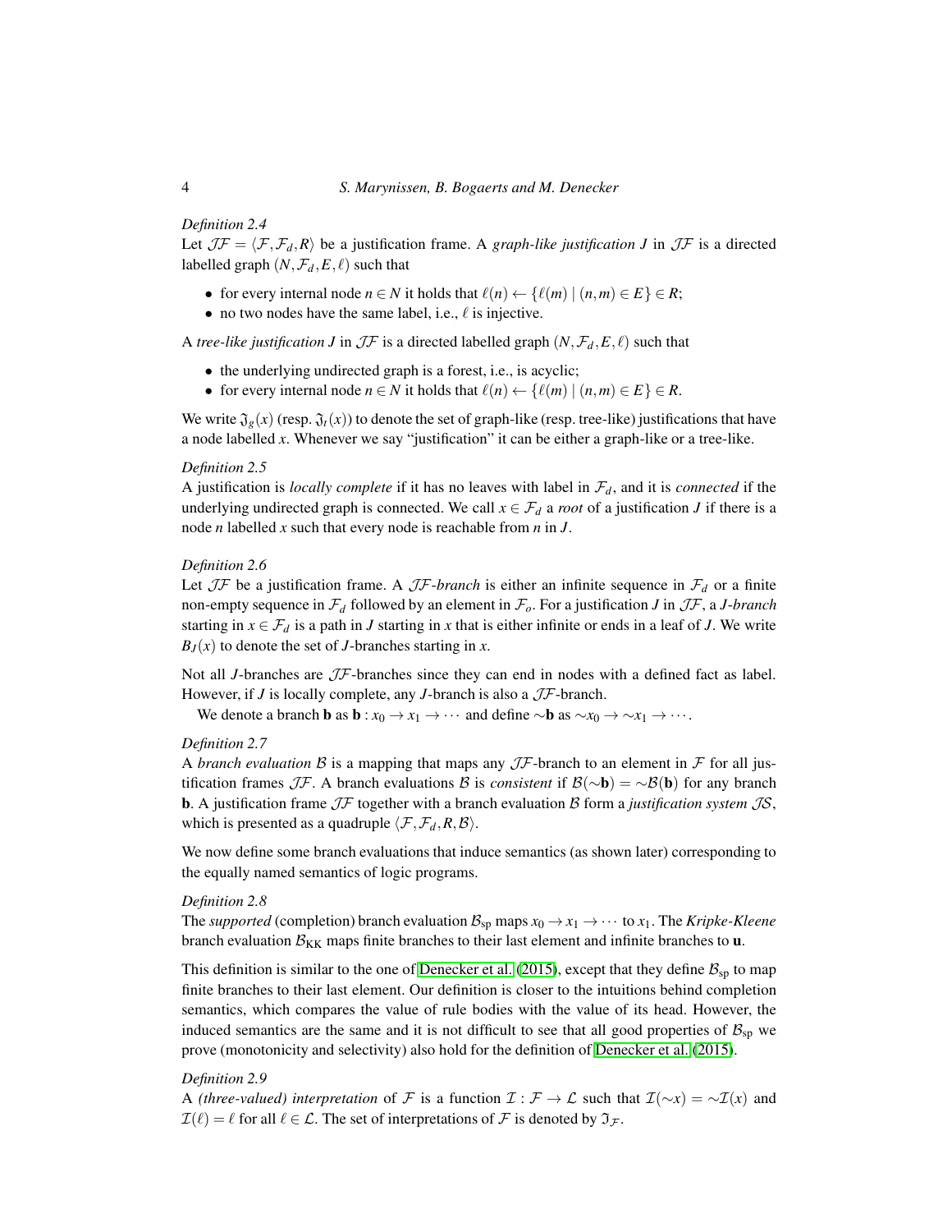*Definition 2.4*
Let $\mathcal{JF} = \langle \mathcal{F}, \mathcal{F}_d, R \rangle$ be a justification frame. A *graph-like justification* $J$ in $\mathcal{JF}$ is a directed labelled graph $(N, \mathcal{F}_d, E, \ell)$ such that

- for every internal node $n \in N$ it holds that $\ell(n) \leftarrow \{\ell(m) \mid (n,m) \in E\} \in R$;
- no two nodes have the same label, i.e., $\ell$ is injective.

A *tree-like justification* $J$ in $\mathcal{JF}$ is a directed labelled graph $(N, \mathcal{F}_d, E, \ell)$ such that

- the underlying undirected graph is a forest, i.e., is acyclic;
- for every internal node $n \in N$ it holds that $\ell(n) \leftarrow \{\ell(m) \mid (n,m) \in E\} \in R$.

We write $\mathfrak{J}_g(x)$ (resp. $\mathfrak{J}_t(x)$) to denote the set of graph-like (resp. tree-like) justifications that have a node labelled $x$. Whenever we say "justification" it can be either a graph-like or a tree-like.

*Definition 2.5*
A justification is *locally complete* if it has no leaves with label in $\mathcal{F}_d$, and it is *connected* if the underlying undirected graph is connected. We call $x \in \mathcal{F}_d$ a *root* of a justification $J$ if there is a node $n$ labelled $x$ such that every node is reachable from $n$ in $J$.

*Definition 2.6*
Let $\mathcal{JF}$ be a justification frame. A $\mathcal{JF}$*-branch* is either an infinite sequence in $\mathcal{F}_d$ or a finite non-empty sequence in $\mathcal{F}_d$ followed by an element in $\mathcal{F}_o$. For a justification $J$ in $\mathcal{JF}$, a $J$*-branch* starting in $x \in \mathcal{F}_d$ is a path in $J$ starting in $x$ that is either infinite or ends in a leaf of $J$. We write $B_J(x)$ to denote the set of $J$-branches starting in $x$.

Not all $J$-branches are $\mathcal{JF}$-branches since they can end in nodes with a defined fact as label. However, if $J$ is locally complete, any $J$-branch is also a $\mathcal{JF}$-branch.

We denote a branch $\mathbf{b}$ as $\mathbf{b} : x_0 \to x_1 \to \cdots$ and define $\sim\mathbf{b}$ as $\sim x_0 \to \sim x_1 \to \cdots$.

*Definition 2.7*
A *branch evaluation* $\mathcal{B}$ is a mapping that maps any $\mathcal{JF}$-branch to an element in $\mathcal{F}$ for all justification frames $\mathcal{JF}$. A branch evaluations $\mathcal{B}$ is *consistent* if $\mathcal{B}(\sim\mathbf{b}) = \sim\mathcal{B}(\mathbf{b})$ for any branch $\mathbf{b}$. A justification frame $\mathcal{JF}$ together with a branch evaluation $\mathcal{B}$ form a *justification system* $\mathcal{JS}$, which is presented as a quadruple $\langle \mathcal{F}, \mathcal{F}_d, R, \mathcal{B} \rangle$.

We now define some branch evaluations that induce semantics (as shown later) corresponding to the equally named semantics of logic programs.

*Definition 2.8*
The *supported* (completion) branch evaluation $\mathcal{B}_{\text{sp}}$ maps $x_0 \to x_1 \to \cdots$ to $x_1$. The *Kripke-Kleene* branch evaluation $\mathcal{B}_{\text{KK}}$ maps finite branches to their last element and infinite branches to $\mathbf{u}$.

This definition is similar to the one of Denecker et al. (2015), except that they define $\mathcal{B}_{\text{sp}}$ to map finite branches to their last element. Our definition is closer to the intuitions behind completion semantics, which compares the value of rule bodies with the value of its head. However, the induced semantics are the same and it is not difficult to see that all good properties of $\mathcal{B}_{\text{sp}}$ we prove (monotonicity and selectivity) also hold for the definition of Denecker et al. (2015).

*Definition 2.9*
A *(three-valued) interpretation* of $\mathcal{F}$ is a function $\mathcal{I} : \mathcal{F} \to \mathcal{L}$ such that $\mathcal{I}(\sim x) = \sim\mathcal{I}(x)$ and $\mathcal{I}(\ell) = \ell$ for all $\ell \in \mathcal{L}$. The set of interpretations of $\mathcal{F}$ is denoted by $\mathfrak{I}_{\mathcal{F}}$.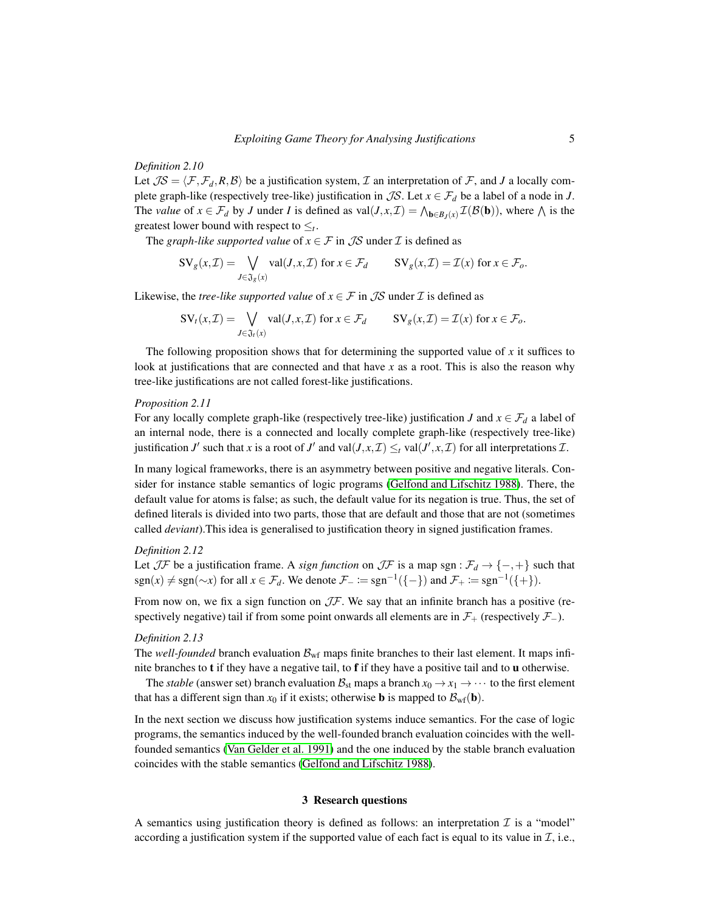*Definition 2.10*
Let $\mathcal{JS} = \langle \mathcal{F}, \mathcal{F}_d, R, \mathcal{B} \rangle$ be a justification system, $\mathcal{I}$ an interpretation of $\mathcal{F}$, and $J$ a locally complete graph-like (respectively tree-like) justification in $\mathcal{JS}$. Let $x \in \mathcal{F}_d$ be a label of a node in $J$. The *value* of $x \in \mathcal{F}_d$ by $J$ under $I$ is defined as $\mathrm{val}(J, x, \mathcal{I}) = \bigwedge_{\mathbf{b} \in B_J(x)} \mathcal{I}(\mathcal{B}(\mathbf{b}))$, where $\bigwedge$ is the greatest lower bound with respect to $\leq_t$.

The *graph-like supported value* of $x \in \mathcal{F}$ in $\mathcal{JS}$ under $\mathcal{I}$ is defined as

$$\mathrm{SV}_g(x, \mathcal{I}) = \bigvee_{J \in \mathfrak{J}_g(x)} \mathrm{val}(J, x, \mathcal{I}) \text{ for } x \in \mathcal{F}_d \qquad \mathrm{SV}_g(x, \mathcal{I}) = \mathcal{I}(x) \text{ for } x \in \mathcal{F}_o.$$

Likewise, the *tree-like supported value* of $x \in \mathcal{F}$ in $\mathcal{JS}$ under $\mathcal{I}$ is defined as

$$\mathrm{SV}_t(x, \mathcal{I}) = \bigvee_{J \in \mathfrak{J}_t(x)} \mathrm{val}(J, x, \mathcal{I}) \text{ for } x \in \mathcal{F}_d \qquad \mathrm{SV}_g(x, \mathcal{I}) = \mathcal{I}(x) \text{ for } x \in \mathcal{F}_o.$$

The following proposition shows that for determining the supported value of $x$ it suffices to look at justifications that are connected and that have $x$ as a root. This is also the reason why tree-like justifications are not called forest-like justifications.

*Proposition 2.11*
For any locally complete graph-like (respectively tree-like) justification $J$ and $x \in \mathcal{F}_d$ a label of an internal node, there is a connected and locally complete graph-like (respectively tree-like) justification $J'$ such that $x$ is a root of $J'$ and $\mathrm{val}(J, x, \mathcal{I}) \leq_t \mathrm{val}(J', x, \mathcal{I})$ for all interpretations $\mathcal{I}$.

In many logical frameworks, there is an asymmetry between positive and negative literals. Consider for instance stable semantics of logic programs (Gelfond and Lifschitz 1988). There, the default value for atoms is false; as such, the default value for its negation is true. Thus, the set of defined literals is divided into two parts, those that are default and those that are not (sometimes called *deviant*).This idea is generalised to justification theory in signed justification frames.

*Definition 2.12*
Let $\mathcal{JF}$ be a justification frame. A *sign function* on $\mathcal{JF}$ is a map $\mathrm{sgn} : \mathcal{F}_d \to \{-, +\}$ such that $\mathrm{sgn}(x) \neq \mathrm{sgn}(\sim x)$ for all $x \in \mathcal{F}_d$. We denote $\mathcal{F}_- \coloneqq \mathrm{sgn}^{-1}(\{-\})$ and $\mathcal{F}_+ \coloneqq \mathrm{sgn}^{-1}(\{+\})$.

From now on, we fix a sign function on $\mathcal{JF}$. We say that an infinite branch has a positive (respectively negative) tail if from some point onwards all elements are in $\mathcal{F}_+$ (respectively $\mathcal{F}_-$).

*Definition 2.13*
The *well-founded* branch evaluation $\mathcal{B}_{\mathrm{wf}}$ maps finite branches to their last element. It maps infinite branches to $\mathbf{t}$ if they have a negative tail, to $\mathbf{f}$ if they have a positive tail and to $\mathbf{u}$ otherwise.

The *stable* (answer set) branch evaluation $\mathcal{B}_{\mathrm{st}}$ maps a branch $x_0 \to x_1 \to \cdots$ to the first element that has a different sign than $x_0$ if it exists; otherwise $\mathbf{b}$ is mapped to $\mathcal{B}_{\mathrm{wf}}(\mathbf{b})$.

In the next section we discuss how justification systems induce semantics. For the case of logic programs, the semantics induced by the well-founded branch evaluation coincides with the well-founded semantics (Van Gelder et al. 1991) and the one induced by the stable branch evaluation coincides with the stable semantics (Gelfond and Lifschitz 1988).

## 3 Research questions

A semantics using justification theory is defined as follows: an interpretation $\mathcal{I}$ is a "model" according a justification system if the supported value of each fact is equal to its value in $\mathcal{I}$, i.e.,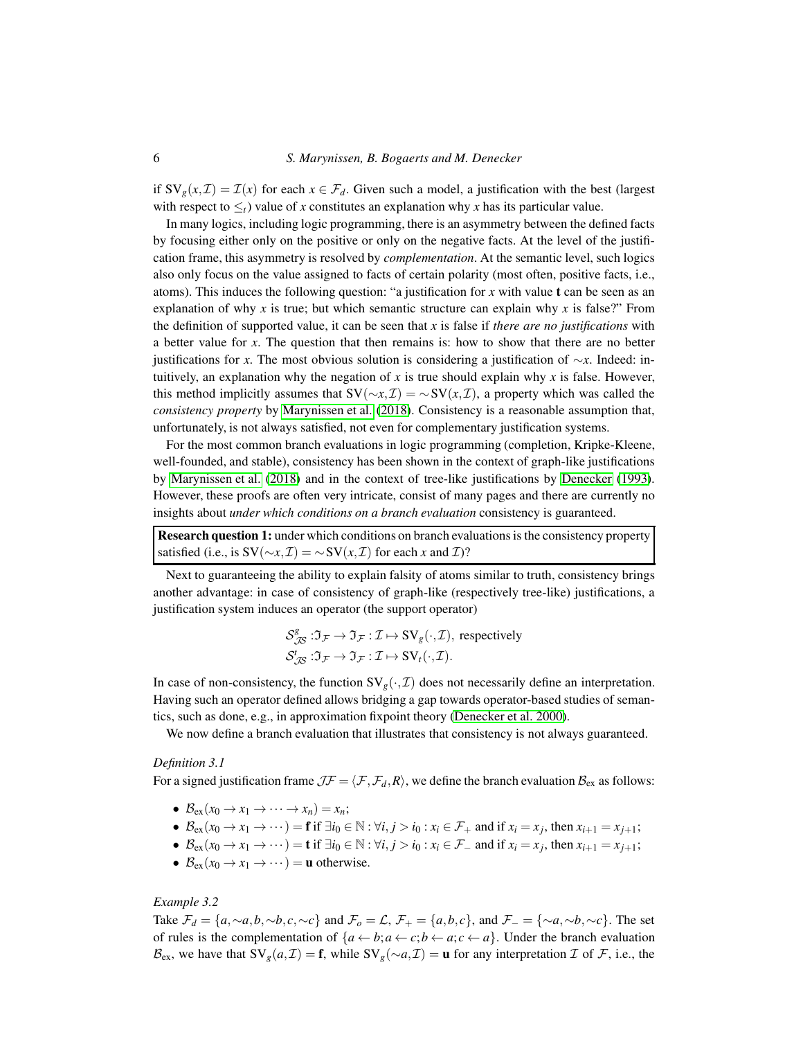if $\mathrm{SV}_g(x,\mathcal{I}) = \mathcal{I}(x)$ for each $x \in \mathcal{F}_d$. Given such a model, a justification with the best (largest with respect to $\leq_t$) value of $x$ constitutes an explanation why $x$ has its particular value.

In many logics, including logic programming, there is an asymmetry between the defined facts by focusing either only on the positive or only on the negative facts. At the level of the justification frame, this asymmetry is resolved by *complementation*. At the semantic level, such logics also only focus on the value assigned to facts of certain polarity (most often, positive facts, i.e., atoms). This induces the following question: "a justification for $x$ with value $\mathbf{t}$ can be seen as an explanation of why $x$ is true; but which semantic structure can explain why $x$ is false?" From the definition of supported value, it can be seen that $x$ is false if *there are no justifications* with a better value for $x$. The question that then remains is: how to show that there are no better justifications for $x$. The most obvious solution is considering a justification of $\sim x$. Indeed: intuitively, an explanation why the negation of $x$ is true should explain why $x$ is false. However, this method implicitly assumes that $\mathrm{SV}(\sim x,\mathcal{I}) = \sim\mathrm{SV}(x,\mathcal{I})$, a property which was called the *consistency property* by Marynissen et al. (2018). Consistency is a reasonable assumption that, unfortunately, is not always satisfied, not even for complementary justification systems.

For the most common branch evaluations in logic programming (completion, Kripke-Kleene, well-founded, and stable), consistency has been shown in the context of graph-like justifications by Marynissen et al. (2018) and in the context of tree-like justifications by Denecker (1993). However, these proofs are often very intricate, consist of many pages and there are currently no insights about *under which conditions on a branch evaluation* consistency is guaranteed.

**Research question 1:** under which conditions on branch evaluations is the consistency property satisfied (i.e., is $\mathrm{SV}(\sim x,\mathcal{I}) = \sim\mathrm{SV}(x,\mathcal{I})$ for each $x$ and $\mathcal{I}$)?

Next to guaranteeing the ability to explain falsity of atoms similar to truth, consistency brings another advantage: in case of consistency of graph-like (respectively tree-like) justifications, a justification system induces an operator (the support operator)

$$\mathcal{S}^g_{\mathcal{JS}} : \mathfrak{I}_{\mathcal{F}} \to \mathfrak{I}_{\mathcal{F}} : \mathcal{I} \mapsto \mathrm{SV}_g(\cdot,\mathcal{I}), \text{ respectively}$$
$$\mathcal{S}^t_{\mathcal{JS}} : \mathfrak{I}_{\mathcal{F}} \to \mathfrak{I}_{\mathcal{F}} : \mathcal{I} \mapsto \mathrm{SV}_t(\cdot,\mathcal{I}).$$

In case of non-consistency, the function $\mathrm{SV}_g(\cdot,\mathcal{I})$ does not necessarily define an interpretation. Having such an operator defined allows bridging a gap towards operator-based studies of semantics, such as done, e.g., in approximation fixpoint theory (Denecker et al. 2000).

We now define a branch evaluation that illustrates that consistency is not always guaranteed.

*Definition 3.1*

For a signed justification frame $\mathcal{JF} = \langle \mathcal{F}, \mathcal{F}_d, R\rangle$, we define the branch evaluation $\mathcal{B}_{\mathrm{ex}}$ as follows:

- $\mathcal{B}_{\mathrm{ex}}(x_0 \to x_1 \to \cdots \to x_n) = x_n$;
- $\mathcal{B}_{\mathrm{ex}}(x_0 \to x_1 \to \cdots) = \mathbf{f}$ if $\exists i_0 \in \mathbb{N} : \forall i, j > i_0 : x_i \in \mathcal{F}_+$ and if $x_i = x_j$, then $x_{i+1} = x_{j+1}$;
- $\mathcal{B}_{\mathrm{ex}}(x_0 \to x_1 \to \cdots) = \mathbf{t}$ if $\exists i_0 \in \mathbb{N} : \forall i, j > i_0 : x_i \in \mathcal{F}_-$ and if $x_i = x_j$, then $x_{i+1} = x_{j+1}$;
- $\mathcal{B}_{\mathrm{ex}}(x_0 \to x_1 \to \cdots) = \mathbf{u}$ otherwise.

*Example 3.2*

Take $\mathcal{F}_d = \{a, \sim a, b, \sim b, c, \sim c\}$ and $\mathcal{F}_o = \mathcal{L}$, $\mathcal{F}_+ = \{a,b,c\}$, and $\mathcal{F}_- = \{\sim a, \sim b, \sim c\}$. The set of rules is the complementation of $\{a \leftarrow b; a \leftarrow c; b \leftarrow a; c \leftarrow a\}$. Under the branch evaluation $\mathcal{B}_{\mathrm{ex}}$, we have that $\mathrm{SV}_g(a,\mathcal{I}) = \mathbf{f}$, while $\mathrm{SV}_g(\sim a,\mathcal{I}) = \mathbf{u}$ for any interpretation $\mathcal{I}$ of $\mathcal{F}$, i.e., the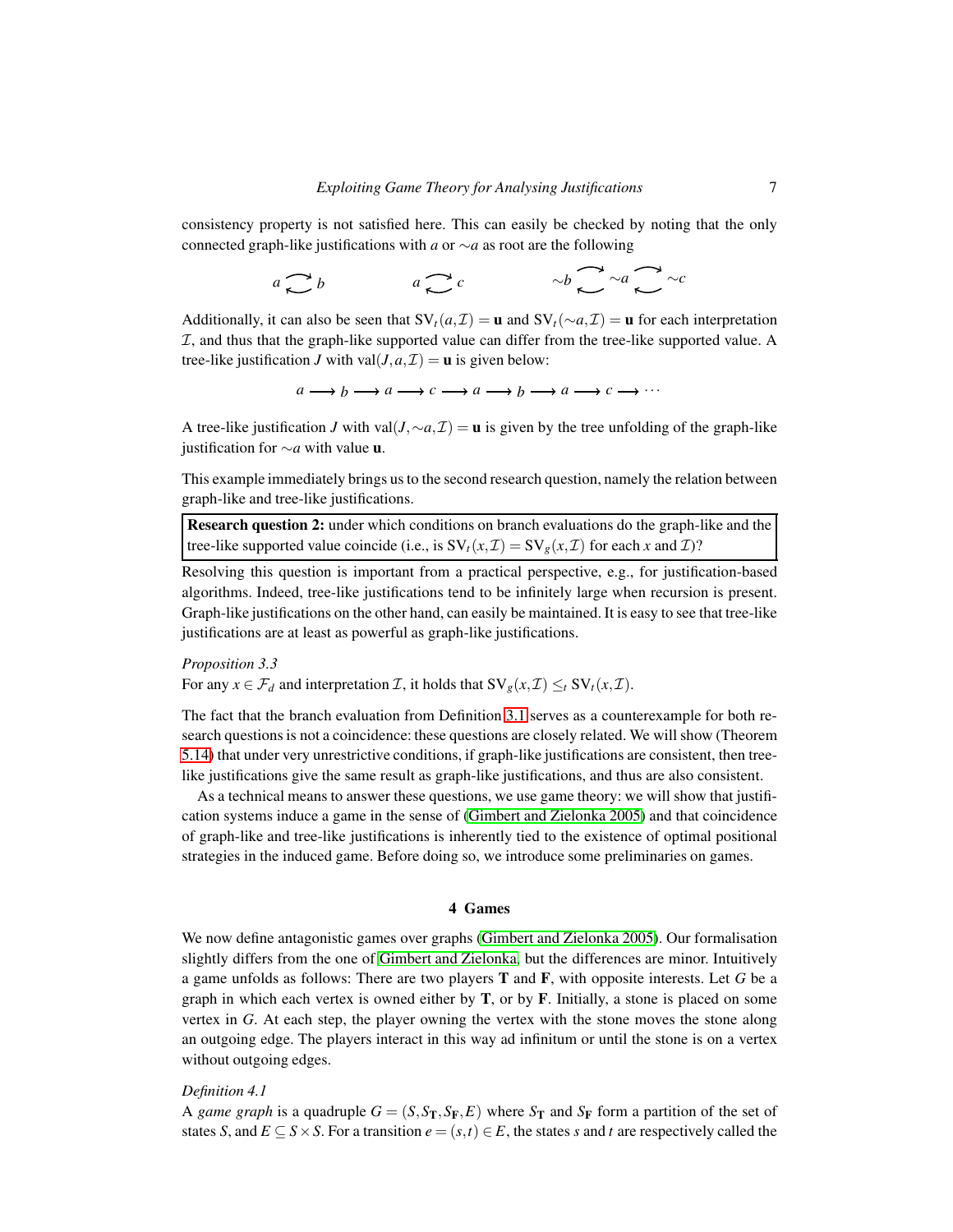consistency property is not satisfied here. This can easily be checked by noting that the only connected graph-like justifications with $a$ or $\sim a$ as root are the following

$$a \rightleftarrows b \qquad\qquad a \rightleftarrows c \qquad\qquad \sim b \rightleftarrows \sim a \rightleftarrows \sim c$$

Additionally, it can also be seen that $\mathrm{SV}_t(a, \mathcal{I}) = \mathbf{u}$ and $\mathrm{SV}_t(\sim a, \mathcal{I}) = \mathbf{u}$ for each interpretation $\mathcal{I}$, and thus that the graph-like supported value can differ from the tree-like supported value. A tree-like justification $J$ with $\mathrm{val}(J, a, \mathcal{I}) = \mathbf{u}$ is given below:

$$a \longrightarrow b \longrightarrow a \longrightarrow c \longrightarrow a \longrightarrow b \longrightarrow a \longrightarrow c \longrightarrow \cdots$$

A tree-like justification $J$ with $\mathrm{val}(J, \sim a, \mathcal{I}) = \mathbf{u}$ is given by the tree unfolding of the graph-like justification for $\sim a$ with value $\mathbf{u}$.

This example immediately brings us to the second research question, namely the relation between graph-like and tree-like justifications.

> **Research question 2:** under which conditions on branch evaluations do the graph-like and the tree-like supported value coincide (i.e., is $\mathrm{SV}_t(x, \mathcal{I}) = \mathrm{SV}_g(x, \mathcal{I})$ for each $x$ and $\mathcal{I}$)?

Resolving this question is important from a practical perspective, e.g., for justification-based algorithms. Indeed, tree-like justifications tend to be infinitely large when recursion is present. Graph-like justifications on the other hand, can easily be maintained. It is easy to see that tree-like justifications are at least as powerful as graph-like justifications.

*Proposition 3.3*
For any $x \in \mathcal{F}_d$ and interpretation $\mathcal{I}$, it holds that $\mathrm{SV}_g(x, \mathcal{I}) \leq_t \mathrm{SV}_t(x, \mathcal{I})$.

The fact that the branch evaluation from Definition 3.1 serves as a counterexample for both research questions is not a coincidence: these questions are closely related. We will show (Theorem 5.14) that under very unrestrictive conditions, if graph-like justifications are consistent, then tree-like justifications give the same result as graph-like justifications, and thus are also consistent.

As a technical means to answer these questions, we use game theory: we will show that justification systems induce a game in the sense of (Gimbert and Zielonka 2005) and that coincidence of graph-like and tree-like justifications is inherently tied to the existence of optimal positional strategies in the induced game. Before doing so, we introduce some preliminaries on games.

## 4 Games

We now define antagonistic games over graphs (Gimbert and Zielonka 2005). Our formalisation slightly differs from the one of Gimbert and Zielonka, but the differences are minor. Intuitively a game unfolds as follows: There are two players $\mathbf{T}$ and $\mathbf{F}$, with opposite interests. Let $G$ be a graph in which each vertex is owned either by $\mathbf{T}$, or by $\mathbf{F}$. Initially, a stone is placed on some vertex in $G$. At each step, the player owning the vertex with the stone moves the stone along an outgoing edge. The players interact in this way ad infinitum or until the stone is on a vertex without outgoing edges.

*Definition 4.1*
A *game graph* is a quadruple $G = (S, S_{\mathbf{T}}, S_{\mathbf{F}}, E)$ where $S_{\mathbf{T}}$ and $S_{\mathbf{F}}$ form a partition of the set of states $S$, and $E \subseteq S \times S$. For a transition $e = (s, t) \in E$, the states $s$ and $t$ are respectively called the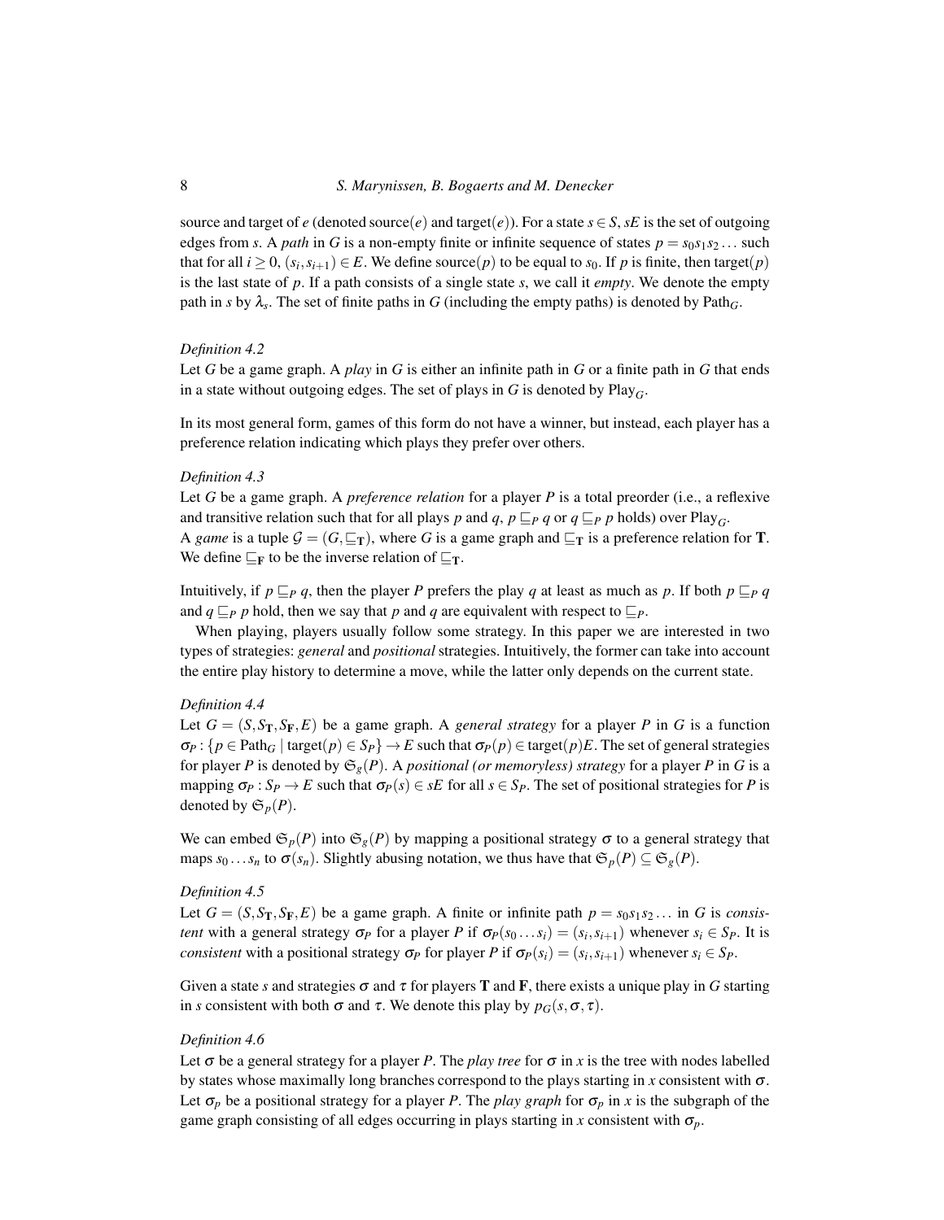source and target of $e$ (denoted source($e$) and target($e$)). For a state $s \in S$, $sE$ is the set of outgoing edges from $s$. A *path* in $G$ is a non-empty finite or infinite sequence of states $p = s_0 s_1 s_2 \dots$ such that for all $i \geq 0$, $(s_i, s_{i+1}) \in E$. We define source($p$) to be equal to $s_0$. If $p$ is finite, then target($p$) is the last state of $p$. If a path consists of a single state $s$, we call it *empty*. We denote the empty path in $s$ by $\lambda_s$. The set of finite paths in $G$ (including the empty paths) is denoted by $\text{Path}_G$.

*Definition 4.2*
Let $G$ be a game graph. A *play* in $G$ is either an infinite path in $G$ or a finite path in $G$ that ends in a state without outgoing edges. The set of plays in $G$ is denoted by $\text{Play}_G$.

In its most general form, games of this form do not have a winner, but instead, each player has a preference relation indicating which plays they prefer over others.

*Definition 4.3*
Let $G$ be a game graph. A *preference relation* for a player $P$ is a total preorder (i.e., a reflexive and transitive relation such that for all plays $p$ and $q$, $p \sqsubseteq_P q$ or $q \sqsubseteq_P p$ holds) over $\text{Play}_G$.
A *game* is a tuple $\mathcal{G} = (G, \sqsubseteq_\mathbf{T})$, where $G$ is a game graph and $\sqsubseteq_\mathbf{T}$ is a preference relation for $\mathbf{T}$. We define $\sqsubseteq_\mathbf{F}$ to be the inverse relation of $\sqsubseteq_\mathbf{T}$.

Intuitively, if $p \sqsubseteq_P q$, then the player $P$ prefers the play $q$ at least as much as $p$. If both $p \sqsubseteq_P q$ and $q \sqsubseteq_P p$ hold, then we say that $p$ and $q$ are equivalent with respect to $\sqsubseteq_P$.

When playing, players usually follow some strategy. In this paper we are interested in two types of strategies: *general* and *positional* strategies. Intuitively, the former can take into account the entire play history to determine a move, while the latter only depends on the current state.

*Definition 4.4*
Let $G = (S, S_\mathbf{T}, S_\mathbf{F}, E)$ be a game graph. A *general strategy* for a player $P$ in $G$ is a function $\sigma_P : \{p \in \text{Path}_G \mid \text{target}(p) \in S_P\} \to E$ such that $\sigma_P(p) \in \text{target}(p)E$. The set of general strategies for player $P$ is denoted by $\mathfrak{S}_g(P)$. A *positional (or memoryless) strategy* for a player $P$ in $G$ is a mapping $\sigma_P : S_P \to E$ such that $\sigma_P(s) \in sE$ for all $s \in S_P$. The set of positional strategies for $P$ is denoted by $\mathfrak{S}_p(P)$.

We can embed $\mathfrak{S}_p(P)$ into $\mathfrak{S}_g(P)$ by mapping a positional strategy $\sigma$ to a general strategy that maps $s_0 \dots s_n$ to $\sigma(s_n)$. Slightly abusing notation, we thus have that $\mathfrak{S}_p(P) \subseteq \mathfrak{S}_g(P)$.

*Definition 4.5*
Let $G = (S, S_\mathbf{T}, S_\mathbf{F}, E)$ be a game graph. A finite or infinite path $p = s_0 s_1 s_2 \dots$ in $G$ is *consistent* with a general strategy $\sigma_P$ for a player $P$ if $\sigma_P(s_0 \dots s_i) = (s_i, s_{i+1})$ whenever $s_i \in S_P$. It is *consistent* with a positional strategy $\sigma_P$ for player $P$ if $\sigma_P(s_i) = (s_i, s_{i+1})$ whenever $s_i \in S_P$.

Given a state $s$ and strategies $\sigma$ and $\tau$ for players $\mathbf{T}$ and $\mathbf{F}$, there exists a unique play in $G$ starting in $s$ consistent with both $\sigma$ and $\tau$. We denote this play by $p_G(s, \sigma, \tau)$.

*Definition 4.6*
Let $\sigma$ be a general strategy for a player $P$. The *play tree* for $\sigma$ in $x$ is the tree with nodes labelled by states whose maximally long branches correspond to the plays starting in $x$ consistent with $\sigma$. Let $\sigma_p$ be a positional strategy for a player $P$. The *play graph* for $\sigma_p$ in $x$ is the subgraph of the game graph consisting of all edges occurring in plays starting in $x$ consistent with $\sigma_p$.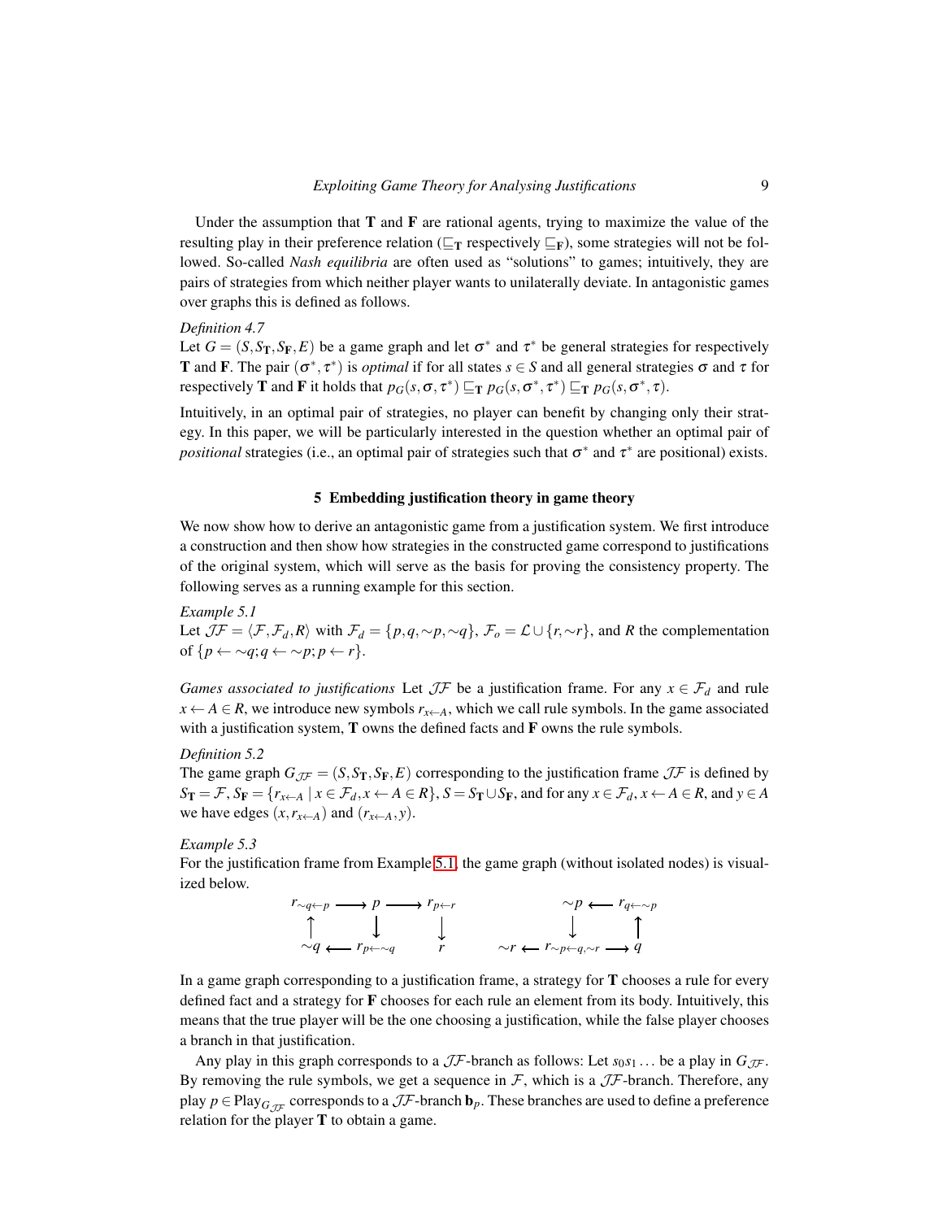Under the assumption that $\mathbf{T}$ and $\mathbf{F}$ are rational agents, trying to maximize the value of the resulting play in their preference relation ($\sqsubseteq_\mathbf{T}$ respectively $\sqsubseteq_\mathbf{F}$), some strategies will not be followed. So-called *Nash equilibria* are often used as "solutions" to games; intuitively, they are pairs of strategies from which neither player wants to unilaterally deviate. In antagonistic games over graphs this is defined as follows.

*Definition 4.7*
Let $G = (S, S_\mathbf{T}, S_\mathbf{F}, E)$ be a game graph and let $\sigma^*$ and $\tau^*$ be general strategies for respectively $\mathbf{T}$ and $\mathbf{F}$. The pair $(\sigma^*, \tau^*)$ is *optimal* if for all states $s \in S$ and all general strategies $\sigma$ and $\tau$ for respectively $\mathbf{T}$ and $\mathbf{F}$ it holds that $p_G(s, \sigma, \tau^*) \sqsubseteq_\mathbf{T} p_G(s, \sigma^*, \tau^*) \sqsubseteq_\mathbf{T} p_G(s, \sigma^*, \tau)$.

Intuitively, in an optimal pair of strategies, no player can benefit by changing only their strategy. In this paper, we will be particularly interested in the question whether an optimal pair of *positional* strategies (i.e., an optimal pair of strategies such that $\sigma^*$ and $\tau^*$ are positional) exists.

## 5 Embedding justification theory in game theory

We now show how to derive an antagonistic game from a justification system. We first introduce a construction and then show how strategies in the constructed game correspond to justifications of the original system, which will serve as the basis for proving the consistency property. The following serves as a running example for this section.

*Example 5.1*
Let $\mathcal{JF} = \langle \mathcal{F}, \mathcal{F}_d, R \rangle$ with $\mathcal{F}_d = \{p, q, {\sim}p, {\sim}q\}$, $\mathcal{F}_o = \mathcal{L} \cup \{r, {\sim}r\}$, and $R$ the complementation of $\{p \leftarrow {\sim}q; q \leftarrow {\sim}p; p \leftarrow r\}$.

*Games associated to justifications* Let $\mathcal{JF}$ be a justification frame. For any $x \in \mathcal{F}_d$ and rule $x \leftarrow A \in R$, we introduce new symbols $r_{x\leftarrow A}$, which we call rule symbols. In the game associated with a justification system, $\mathbf{T}$ owns the defined facts and $\mathbf{F}$ owns the rule symbols.

*Definition 5.2*
The game graph $G_{\mathcal{JF}} = (S, S_\mathbf{T}, S_\mathbf{F}, E)$ corresponding to the justification frame $\mathcal{JF}$ is defined by $S_\mathbf{T} = \mathcal{F}$, $S_\mathbf{F} = \{r_{x\leftarrow A} \mid x \in \mathcal{F}_d, x \leftarrow A \in R\}$, $S = S_\mathbf{T} \cup S_\mathbf{F}$, and for any $x \in \mathcal{F}_d$, $x \leftarrow A \in R$, and $y \in A$ we have edges $(x, r_{x\leftarrow A})$ and $(r_{x\leftarrow A}, y)$.

*Example 5.3*
For the justification frame from Example 5.1, the game graph (without isolated nodes) is visualized below.

$$
\begin{array}{ccccccccc}
r_{\sim q\leftarrow p} & \longrightarrow & p & \longrightarrow & r_{p\leftarrow r} & \qquad & {\sim}p & \longleftarrow & r_{q\leftarrow \sim p} \\
\uparrow & & \downarrow & & \downarrow & & \downarrow & & \uparrow \\
{\sim}q & \longleftarrow & r_{p\leftarrow \sim q} & & r & \qquad {\sim}r \longleftarrow & r_{\sim p\leftarrow q,\sim r} & \longrightarrow & q
\end{array}
$$

In a game graph corresponding to a justification frame, a strategy for $\mathbf{T}$ chooses a rule for every defined fact and a strategy for $\mathbf{F}$ chooses for each rule an element from its body. Intuitively, this means that the true player will be the one choosing a justification, while the false player chooses a branch in that justification.

Any play in this graph corresponds to a $\mathcal{JF}$-branch as follows: Let $s_0 s_1 \ldots$ be a play in $G_{\mathcal{JF}}$. By removing the rule symbols, we get a sequence in $\mathcal{F}$, which is a $\mathcal{JF}$-branch. Therefore, any play $p \in \mathrm{Play}_{G_{\mathcal{JF}}}$ corresponds to a $\mathcal{JF}$-branch $\mathbf{b}_p$. These branches are used to define a preference relation for the player $\mathbf{T}$ to obtain a game.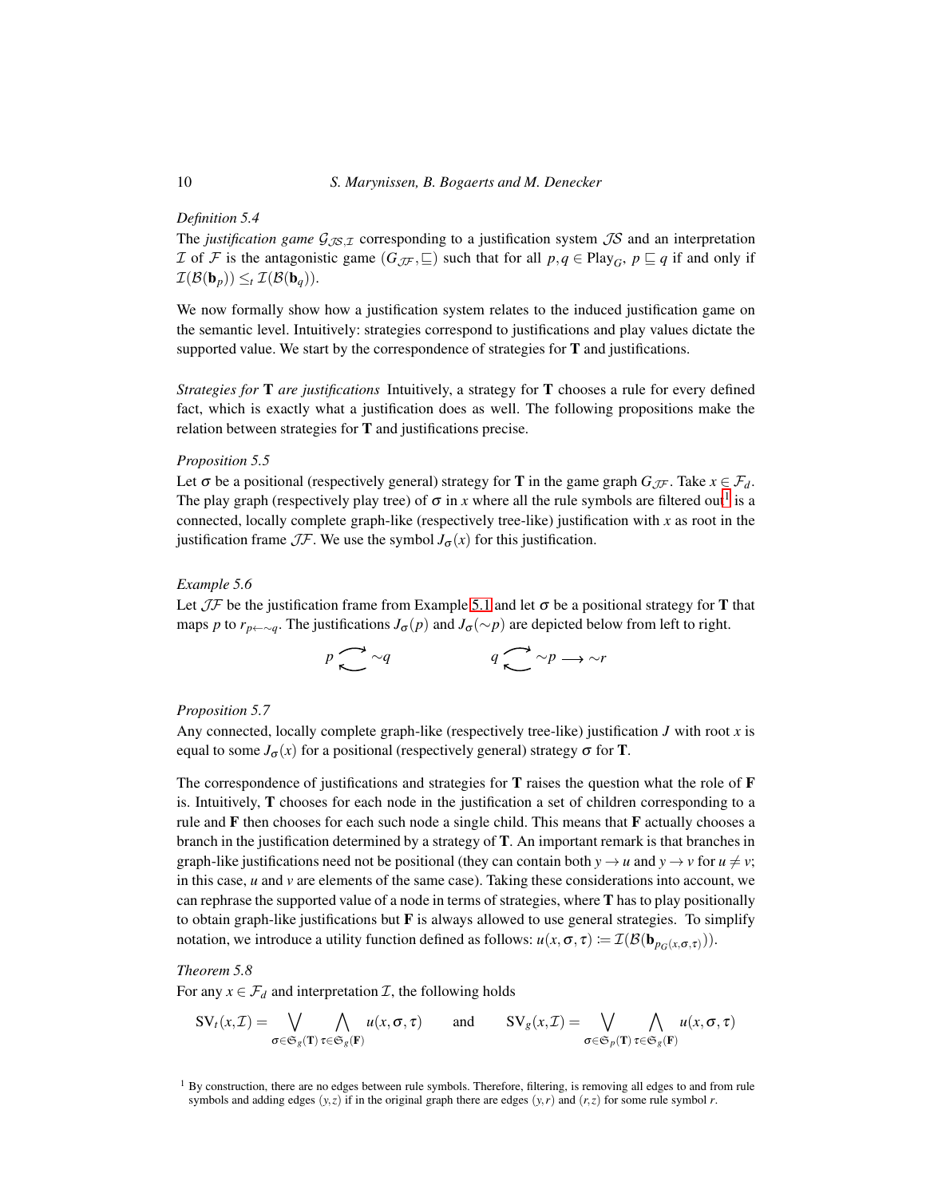*Definition 5.4*

The *justification game* $\mathcal{G}_{\mathcal{JS},\mathcal{I}}$ corresponding to a justification system $\mathcal{JS}$ and an interpretation $\mathcal{I}$ of $\mathcal{F}$ is the antagonistic game $(G_{\mathcal{JF}}, \sqsubseteq)$ such that for all $p, q \in \text{Play}_G$, $p \sqsubseteq q$ if and only if $\mathcal{I}(\mathcal{B}(\mathbf{b}_p)) \leq_t \mathcal{I}(\mathcal{B}(\mathbf{b}_q))$.

We now formally show how a justification system relates to the induced justification game on the semantic level. Intuitively: strategies correspond to justifications and play values dictate the supported value. We start by the correspondence of strategies for **T** and justifications.

*Strategies for* **T** *are justifications* Intuitively, a strategy for **T** chooses a rule for every defined fact, which is exactly what a justification does as well. The following propositions make the relation between strategies for **T** and justifications precise.

*Proposition 5.5*

Let $\sigma$ be a positional (respectively general) strategy for **T** in the game graph $G_{\mathcal{JF}}$. Take $x \in \mathcal{F}_d$. The play graph (respectively play tree) of $\sigma$ in $x$ where all the rule symbols are filtered out[1] is a connected, locally complete graph-like (respectively tree-like) justification with $x$ as root in the justification frame $\mathcal{JF}$. We use the symbol $J_\sigma(x)$ for this justification.

*Example 5.6*

Let $\mathcal{JF}$ be the justification frame from Example 5.1 and let $\sigma$ be a positional strategy for **T** that maps $p$ to $r_{p \leftarrow \sim q}$. The justifications $J_\sigma(p)$ and $J_\sigma(\sim p)$ are depicted below from left to right.

$$p \rightleftarrows \sim q \qquad\qquad q \rightleftarrows \sim p \longrightarrow \sim r$$

*Proposition 5.7*

Any connected, locally complete graph-like (respectively tree-like) justification $J$ with root $x$ is equal to some $J_\sigma(x)$ for a positional (respectively general) strategy $\sigma$ for **T**.

The correspondence of justifications and strategies for **T** raises the question what the role of **F** is. Intuitively, **T** chooses for each node in the justification a set of children corresponding to a rule and **F** then chooses for each such node a single child. This means that **F** actually chooses a branch in the justification determined by a strategy of **T**. An important remark is that branches in graph-like justifications need not be positional (they can contain both $y \to u$ and $y \to v$ for $u \neq v$; in this case, $u$ and $v$ are elements of the same case). Taking these considerations into account, we can rephrase the supported value of a node in terms of strategies, where **T** has to play positionally to obtain graph-like justifications but **F** is always allowed to use general strategies. To simplify notation, we introduce a utility function defined as follows: $u(x, \sigma, \tau) \coloneqq \mathcal{I}(\mathcal{B}(\mathbf{b}_{p_G(x,\sigma,\tau)}))$.

*Theorem 5.8*

For any $x \in \mathcal{F}_d$ and interpretation $\mathcal{I}$, the following holds

$$\text{SV}_t(x, \mathcal{I}) = \bigvee_{\sigma \in \mathfrak{S}_g(\mathbf{T})} \bigwedge_{\tau \in \mathfrak{S}_g(\mathbf{F})} u(x, \sigma, \tau) \qquad \text{and} \qquad \text{SV}_g(x, \mathcal{I}) = \bigvee_{\sigma \in \mathfrak{S}_p(\mathbf{T})} \bigwedge_{\tau \in \mathfrak{S}_g(\mathbf{F})} u(x, \sigma, \tau)$$

[1] By construction, there are no edges between rule symbols. Therefore, filtering, is removing all edges to and from rule symbols and adding edges $(y, z)$ if in the original graph there are edges $(y, r)$ and $(r, z)$ for some rule symbol $r$.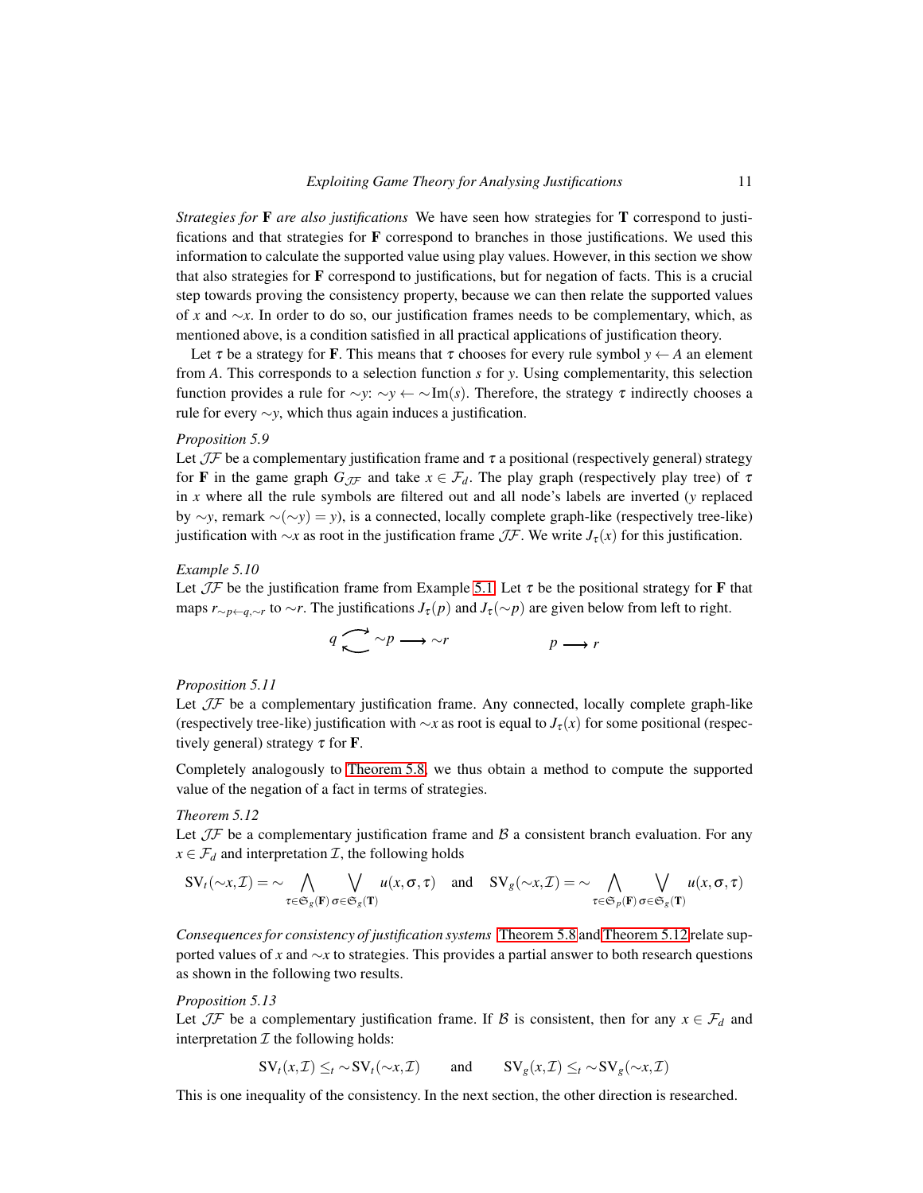*Strategies for* **F** *are also justifications* We have seen how strategies for **T** correspond to justifications and that strategies for **F** correspond to branches in those justifications. We used this information to calculate the supported value using play values. However, in this section we show that also strategies for **F** correspond to justifications, but for negation of facts. This is a crucial step towards proving the consistency property, because we can then relate the supported values of $x$ and $\sim x$. In order to do so, our justification frames needs to be complementary, which, as mentioned above, is a condition satisfied in all practical applications of justification theory.

Let $\tau$ be a strategy for **F**. This means that $\tau$ chooses for every rule symbol $y \leftarrow A$ an element from $A$. This corresponds to a selection function $s$ for $y$. Using complementarity, this selection function provides a rule for $\sim y$: $\sim y \leftarrow \sim \mathrm{Im}(s)$. Therefore, the strategy $\tau$ indirectly chooses a rule for every $\sim y$, which thus again induces a justification.

*Proposition 5.9*
Let $\mathcal{JF}$ be a complementary justification frame and $\tau$ a positional (respectively general) strategy for **F** in the game graph $G_{\mathcal{JF}}$ and take $x \in \mathcal{F}_d$. The play graph (respectively play tree) of $\tau$ in $x$ where all the rule symbols are filtered out and all node's labels are inverted ($y$ replaced by $\sim y$, remark $\sim(\sim y) = y$), is a connected, locally complete graph-like (respectively tree-like) justification with $\sim x$ as root in the justification frame $\mathcal{JF}$. We write $J_\tau(x)$ for this justification.

*Example 5.10*
Let $\mathcal{JF}$ be the justification frame from Example 5.1. Let $\tau$ be the positional strategy for **F** that maps $r_{\sim p \leftarrow q, \sim r}$ to $\sim r$. The justifications $J_\tau(p)$ and $J_\tau(\sim p)$ are given below from left to right.

$$q \rightleftarrows \sim p \longrightarrow \sim r \qquad\qquad p \longrightarrow r$$

*Proposition 5.11*
Let $\mathcal{JF}$ be a complementary justification frame. Any connected, locally complete graph-like (respectively tree-like) justification with $\sim x$ as root is equal to $J_\tau(x)$ for some positional (respectively general) strategy $\tau$ for **F**.

Completely analogously to Theorem 5.8, we thus obtain a method to compute the supported value of the negation of a fact in terms of strategies.

*Theorem 5.12*
Let $\mathcal{JF}$ be a complementary justification frame and $\mathcal{B}$ a consistent branch evaluation. For any $x \in \mathcal{F}_d$ and interpretation $\mathcal{I}$, the following holds

$$\mathrm{SV}_t(\sim x, \mathcal{I}) = \sim \bigwedge_{\tau \in \mathfrak{S}_g(\mathbf{F})} \bigvee_{\sigma \in \mathfrak{S}_g(\mathbf{T})} u(x, \sigma, \tau) \quad \text{and} \quad \mathrm{SV}_g(\sim x, \mathcal{I}) = \sim \bigwedge_{\tau \in \mathfrak{S}_p(\mathbf{F})} \bigvee_{\sigma \in \mathfrak{S}_g(\mathbf{T})} u(x, \sigma, \tau)$$

*Consequences for consistency of justification systems* Theorem 5.8 and Theorem 5.12 relate supported values of $x$ and $\sim x$ to strategies. This provides a partial answer to both research questions as shown in the following two results.

*Proposition 5.13*
Let $\mathcal{JF}$ be a complementary justification frame. If $\mathcal{B}$ is consistent, then for any $x \in \mathcal{F}_d$ and interpretation $\mathcal{I}$ the following holds:

$$\mathrm{SV}_t(x, \mathcal{I}) \leq_t \sim \mathrm{SV}_t(\sim x, \mathcal{I}) \qquad \text{and} \qquad \mathrm{SV}_g(x, \mathcal{I}) \leq_t \sim \mathrm{SV}_g(\sim x, \mathcal{I})$$

This is one inequality of the consistency. In the next section, the other direction is researched.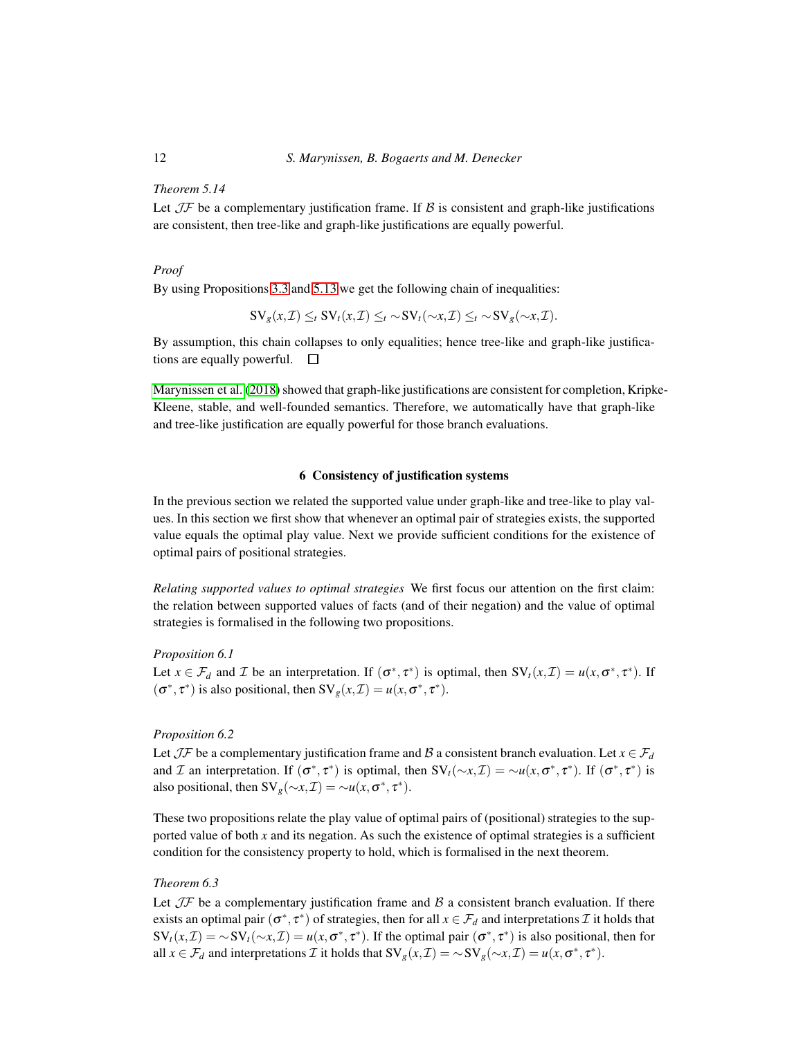*Theorem 5.14*

Let $\mathcal{JF}$ be a complementary justification frame. If $\mathcal{B}$ is consistent and graph-like justifications are consistent, then tree-like and graph-like justifications are equally powerful.

*Proof*

By using Propositions 3.3 and 5.13 we get the following chain of inequalities:

$$\mathrm{SV}_g(x,\mathcal{I}) \leq_t \mathrm{SV}_t(x,\mathcal{I}) \leq_t {\sim}\mathrm{SV}_t({\sim}x,\mathcal{I}) \leq_t {\sim}\mathrm{SV}_g({\sim}x,\mathcal{I}).$$

By assumption, this chain collapses to only equalities; hence tree-like and graph-like justifications are equally powerful. □

Marynissen et al. (2018) showed that graph-like justifications are consistent for completion, Kripke-Kleene, stable, and well-founded semantics. Therefore, we automatically have that graph-like and tree-like justification are equally powerful for those branch evaluations.

## 6 Consistency of justification systems

In the previous section we related the supported value under graph-like and tree-like to play values. In this section we first show that whenever an optimal pair of strategies exists, the supported value equals the optimal play value. Next we provide sufficient conditions for the existence of optimal pairs of positional strategies.

*Relating supported values to optimal strategies* We first focus our attention on the first claim: the relation between supported values of facts (and of their negation) and the value of optimal strategies is formalised in the following two propositions.

*Proposition 6.1*

Let $x \in \mathcal{F}_d$ and $\mathcal{I}$ be an interpretation. If $(\sigma^*, \tau^*)$ is optimal, then $\mathrm{SV}_t(x,\mathcal{I}) = u(x,\sigma^*,\tau^*)$. If $(\sigma^*, \tau^*)$ is also positional, then $\mathrm{SV}_g(x,\mathcal{I}) = u(x,\sigma^*,\tau^*)$.

*Proposition 6.2*

Let $\mathcal{JF}$ be a complementary justification frame and $\mathcal{B}$ a consistent branch evaluation. Let $x \in \mathcal{F}_d$ and $\mathcal{I}$ an interpretation. If $(\sigma^*, \tau^*)$ is optimal, then $\mathrm{SV}_t({\sim}x,\mathcal{I}) = {\sim}u(x,\sigma^*,\tau^*)$. If $(\sigma^*, \tau^*)$ is also positional, then $\mathrm{SV}_g({\sim}x,\mathcal{I}) = {\sim}u(x,\sigma^*,\tau^*)$.

These two propositions relate the play value of optimal pairs of (positional) strategies to the supported value of both $x$ and its negation. As such the existence of optimal strategies is a sufficient condition for the consistency property to hold, which is formalised in the next theorem.

*Theorem 6.3*

Let $\mathcal{JF}$ be a complementary justification frame and $\mathcal{B}$ a consistent branch evaluation. If there exists an optimal pair $(\sigma^*, \tau^*)$ of strategies, then for all $x \in \mathcal{F}_d$ and interpretations $\mathcal{I}$ it holds that $\mathrm{SV}_t(x,\mathcal{I}) = {\sim}\mathrm{SV}_t({\sim}x,\mathcal{I}) = u(x,\sigma^*,\tau^*)$. If the optimal pair $(\sigma^*, \tau^*)$ is also positional, then for all $x \in \mathcal{F}_d$ and interpretations $\mathcal{I}$ it holds that $\mathrm{SV}_g(x,\mathcal{I}) = {\sim}\mathrm{SV}_g({\sim}x,\mathcal{I}) = u(x,\sigma^*,\tau^*)$.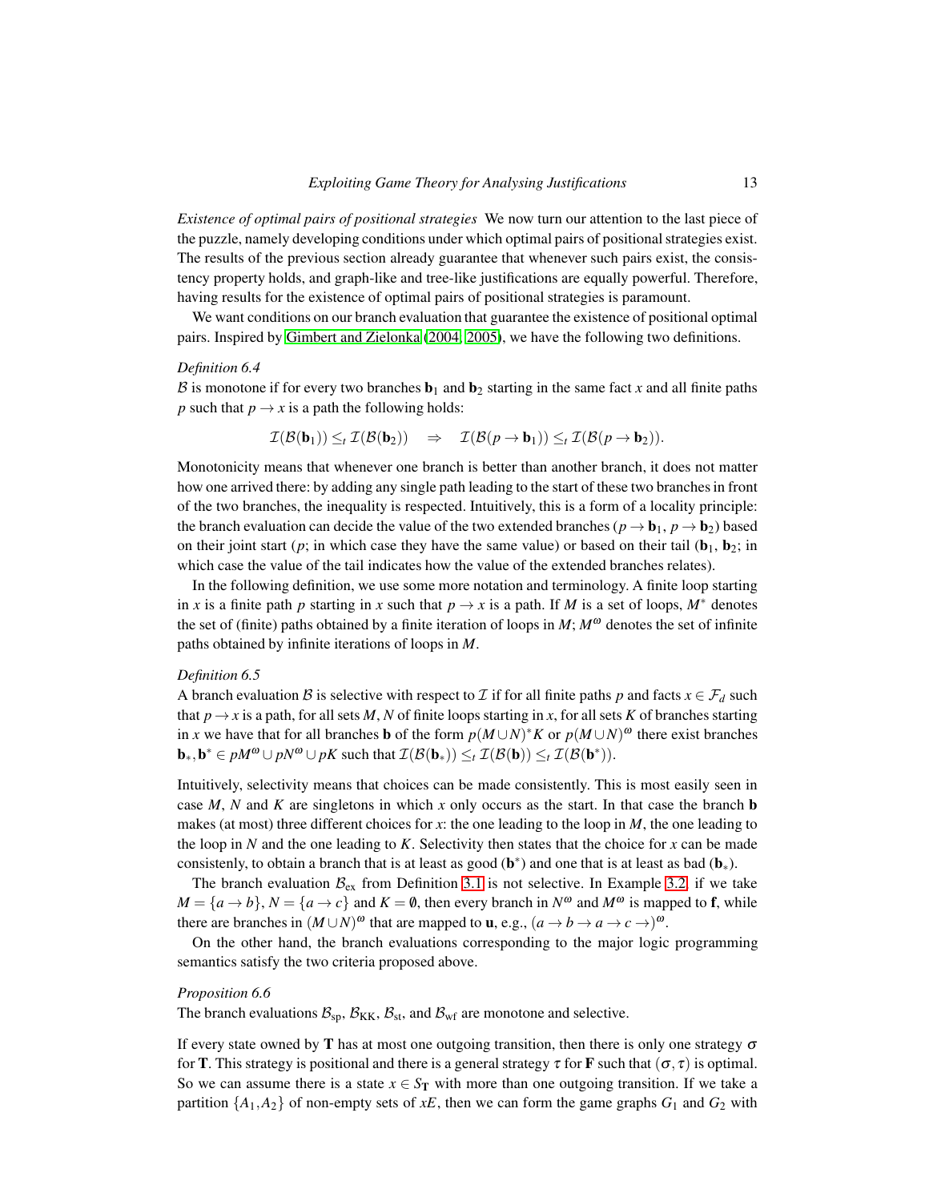*Existence of optimal pairs of positional strategies* We now turn our attention to the last piece of the puzzle, namely developing conditions under which optimal pairs of positional strategies exist. The results of the previous section already guarantee that whenever such pairs exist, the consistency property holds, and graph-like and tree-like justifications are equally powerful. Therefore, having results for the existence of optimal pairs of positional strategies is paramount.

We want conditions on our branch evaluation that guarantee the existence of positional optimal pairs. Inspired by Gimbert and Zielonka (2004, 2005), we have the following two definitions.

*Definition 6.4*
$\mathcal{B}$ is monotone if for every two branches $\mathbf{b}_1$ and $\mathbf{b}_2$ starting in the same fact $x$ and all finite paths $p$ such that $p \to x$ is a path the following holds:

$$\mathcal{I}(\mathcal{B}(\mathbf{b}_1)) \leq_t \mathcal{I}(\mathcal{B}(\mathbf{b}_2)) \quad \Rightarrow \quad \mathcal{I}(\mathcal{B}(p \to \mathbf{b}_1)) \leq_t \mathcal{I}(\mathcal{B}(p \to \mathbf{b}_2)).$$

Monotonicity means that whenever one branch is better than another branch, it does not matter how one arrived there: by adding any single path leading to the start of these two branches in front of the two branches, the inequality is respected. Intuitively, this is a form of a locality principle: the branch evaluation can decide the value of the two extended branches ($p \to \mathbf{b}_1$, $p \to \mathbf{b}_2$) based on their joint start ($p$; in which case they have the same value) or based on their tail ($\mathbf{b}_1$, $\mathbf{b}_2$; in which case the value of the tail indicates how the value of the extended branches relates).

In the following definition, we use some more notation and terminology. A finite loop starting in $x$ is a finite path $p$ starting in $x$ such that $p \to x$ is a path. If $M$ is a set of loops, $M^*$ denotes the set of (finite) paths obtained by a finite iteration of loops in $M$; $M^\omega$ denotes the set of infinite paths obtained by infinite iterations of loops in $M$.

*Definition 6.5*
A branch evaluation $\mathcal{B}$ is selective with respect to $\mathcal{I}$ if for all finite paths $p$ and facts $x \in \mathcal{F}_d$ such that $p \to x$ is a path, for all sets $M, N$ of finite loops starting in $x$, for all sets $K$ of branches starting in $x$ we have that for all branches $\mathbf{b}$ of the form $p(M \cup N)^* K$ or $p(M \cup N)^\omega$ there exist branches $\mathbf{b}_*, \mathbf{b}^* \in pM^\omega \cup pN^\omega \cup pK$ such that $\mathcal{I}(\mathcal{B}(\mathbf{b}_*)) \leq_t \mathcal{I}(\mathcal{B}(\mathbf{b})) \leq_t \mathcal{I}(\mathcal{B}(\mathbf{b}^*))$.

Intuitively, selectivity means that choices can be made consistently. This is most easily seen in case $M$, $N$ and $K$ are singletons in which $x$ only occurs as the start. In that case the branch $\mathbf{b}$ makes (at most) three different choices for $x$: the one leading to the loop in $M$, the one leading to the loop in $N$ and the one leading to $K$. Selectivity then states that the choice for $x$ can be made consistenly, to obtain a branch that is at least as good ($\mathbf{b}^*$) and one that is at least as bad ($\mathbf{b}_*$).

The branch evaluation $\mathcal{B}_{\text{ex}}$ from Definition 3.1 is not selective. In Example 3.2, if we take $M = \{a \to b\}$, $N = \{a \to c\}$ and $K = \emptyset$, then every branch in $N^\omega$ and $M^\omega$ is mapped to $\mathbf{f}$, while there are branches in $(M \cup N)^\omega$ that are mapped to $\mathbf{u}$, e.g., $(a \to b \to a \to c \to)^\omega$.

On the other hand, the branch evaluations corresponding to the major logic programming semantics satisfy the two criteria proposed above.

*Proposition 6.6*
The branch evaluations $\mathcal{B}_{\text{sp}}$, $\mathcal{B}_{\text{KK}}$, $\mathcal{B}_{\text{st}}$, and $\mathcal{B}_{\text{wf}}$ are monotone and selective.

If every state owned by $\mathbf{T}$ has at most one outgoing transition, then there is only one strategy $\sigma$ for $\mathbf{T}$. This strategy is positional and there is a general strategy $\tau$ for $\mathbf{F}$ such that $(\sigma, \tau)$ is optimal. So we can assume there is a state $x \in S_{\mathbf{T}}$ with more than one outgoing transition. If we take a partition $\{A_1, A_2\}$ of non-empty sets of $xE$, then we can form the game graphs $G_1$ and $G_2$ with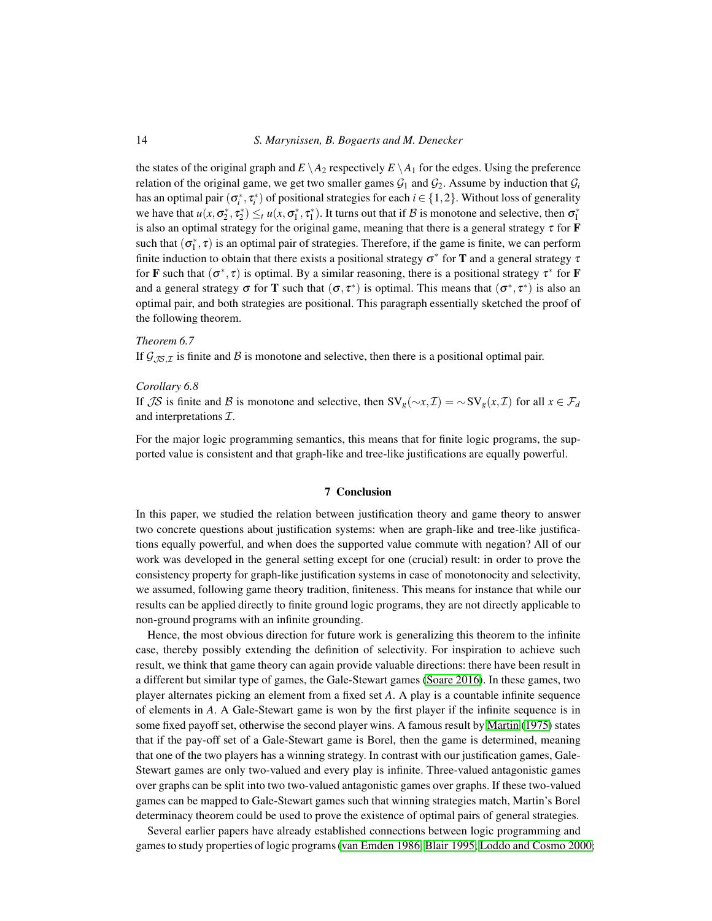the states of the original graph and $E \setminus A_2$ respectively $E \setminus A_1$ for the edges. Using the preference relation of the original game, we get two smaller games $\mathcal{G}_1$ and $\mathcal{G}_2$. Assume by induction that $\mathcal{G}_i$ has an optimal pair $(\sigma_i^*, \tau_i^*)$ of positional strategies for each $i \in \{1,2\}$. Without loss of generality we have that $u(x, \sigma_2^*, \tau_2^*) \leq_t u(x, \sigma_1^*, \tau_1^*)$. It turns out that if $\mathcal{B}$ is monotone and selective, then $\sigma_1^*$ is also an optimal strategy for the original game, meaning that there is a general strategy $\tau$ for $\mathbf{F}$ such that $(\sigma_1^*, \tau)$ is an optimal pair of strategies. Therefore, if the game is finite, we can perform finite induction to obtain that there exists a positional strategy $\sigma^*$ for $\mathbf{T}$ and a general strategy $\tau$ for $\mathbf{F}$ such that $(\sigma^*, \tau)$ is optimal. By a similar reasoning, there is a positional strategy $\tau^*$ for $\mathbf{F}$ and a general strategy $\sigma$ for $\mathbf{T}$ such that $(\sigma, \tau^*)$ is optimal. This means that $(\sigma^*, \tau^*)$ is also an optimal pair, and both strategies are positional. This paragraph essentially sketched the proof of the following theorem.

*Theorem 6.7*

If $\mathcal{G}_{\mathcal{JS},\mathcal{I}}$ is finite and $\mathcal{B}$ is monotone and selective, then there is a positional optimal pair.

*Corollary 6.8*

If $\mathcal{JS}$ is finite and $\mathcal{B}$ is monotone and selective, then $\mathrm{SV}_g({\sim}x, \mathcal{I}) = {\sim}\mathrm{SV}_g(x, \mathcal{I})$ for all $x \in \mathcal{F}_d$ and interpretations $\mathcal{I}$.

For the major logic programming semantics, this means that for finite logic programs, the supported value is consistent and that graph-like and tree-like justifications are equally powerful.

## 7 Conclusion

In this paper, we studied the relation between justification theory and game theory to answer two concrete questions about justification systems: when are graph-like and tree-like justifications equally powerful, and when does the supported value commute with negation? All of our work was developed in the general setting except for one (crucial) result: in order to prove the consistency property for graph-like justification systems in case of monotonocity and selectivity, we assumed, following game theory tradition, finiteness. This means for instance that while our results can be applied directly to finite ground logic programs, they are not directly applicable to non-ground programs with an infinite grounding.

Hence, the most obvious direction for future work is generalizing this theorem to the infinite case, thereby possibly extending the definition of selectivity. For inspiration to achieve such result, we think that game theory can again provide valuable directions: there have been result in a different but similar type of games, the Gale-Stewart games (Soare 2016). In these games, two player alternates picking an element from a fixed set $A$. A play is a countable infinite sequence of elements in $A$. A Gale-Stewart game is won by the first player if the infinite sequence is in some fixed payoff set, otherwise the second player wins. A famous result by Martin (1975) states that if the pay-off set of a Gale-Stewart game is Borel, then the game is determined, meaning that one of the two players has a winning strategy. In contrast with our justification games, Gale-Stewart games are only two-valued and every play is infinite. Three-valued antagonistic games over graphs can be split into two two-valued antagonistic games over graphs. If these two-valued games can be mapped to Gale-Stewart games such that winning strategies match, Martin's Borel determinacy theorem could be used to prove the existence of optimal pairs of general strategies.

Several earlier papers have already established connections between logic programming and games to study properties of logic programs (van Emden 1986; Blair 1995; Loddo and Cosmo 2000;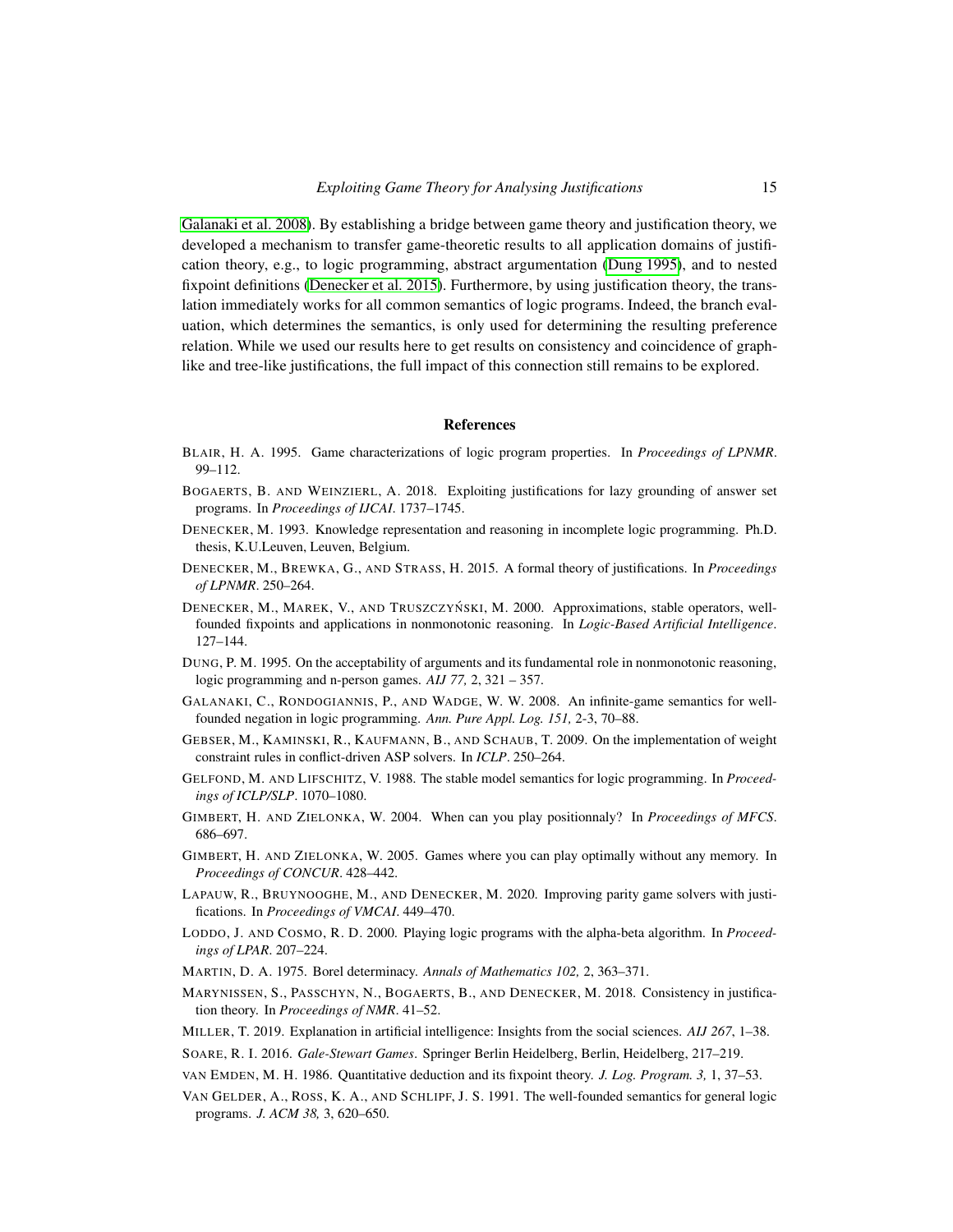Galanaki et al. 2008). By establishing a bridge between game theory and justification theory, we developed a mechanism to transfer game-theoretic results to all application domains of justification theory, e.g., to logic programming, abstract argumentation (Dung 1995), and to nested fixpoint definitions (Denecker et al. 2015). Furthermore, by using justification theory, the translation immediately works for all common semantics of logic programs. Indeed, the branch evaluation, which determines the semantics, is only used for determining the resulting preference relation. While we used our results here to get results on consistency and coincidence of graph-like and tree-like justifications, the full impact of this connection still remains to be explored.

## References

BLAIR, H. A. 1995. Game characterizations of logic program properties. In *Proceedings of LPNMR*. 99–112.

BOGAERTS, B. AND WEINZIERL, A. 2018. Exploiting justifications for lazy grounding of answer set programs. In *Proceedings of IJCAI*. 1737–1745.

DENECKER, M. 1993. Knowledge representation and reasoning in incomplete logic programming. Ph.D. thesis, K.U.Leuven, Leuven, Belgium.

DENECKER, M., BREWKA, G., AND STRASS, H. 2015. A formal theory of justifications. In *Proceedings of LPNMR*. 250–264.

DENECKER, M., MAREK, V., AND TRUSZCZYŃSKI, M. 2000. Approximations, stable operators, well-founded fixpoints and applications in nonmonotonic reasoning. In *Logic-Based Artificial Intelligence*. 127–144.

DUNG, P. M. 1995. On the acceptability of arguments and its fundamental role in nonmonotonic reasoning, logic programming and n-person games. *AIJ 77,* 2, 321 – 357.

GALANAKI, C., RONDOGIANNIS, P., AND WADGE, W. W. 2008. An infinite-game semantics for well-founded negation in logic programming. *Ann. Pure Appl. Log. 151,* 2-3, 70–88.

GEBSER, M., KAMINSKI, R., KAUFMANN, B., AND SCHAUB, T. 2009. On the implementation of weight constraint rules in conflict-driven ASP solvers. In *ICLP*. 250–264.

GELFOND, M. AND LIFSCHITZ, V. 1988. The stable model semantics for logic programming. In *Proceedings of ICLP/SLP*. 1070–1080.

GIMBERT, H. AND ZIELONKA, W. 2004. When can you play positionnaly? In *Proceedings of MFCS*. 686–697.

GIMBERT, H. AND ZIELONKA, W. 2005. Games where you can play optimally without any memory. In *Proceedings of CONCUR*. 428–442.

LAPAUW, R., BRUYNOOGHE, M., AND DENECKER, M. 2020. Improving parity game solvers with justifications. In *Proceedings of VMCAI*. 449–470.

LODDO, J. AND COSMO, R. D. 2000. Playing logic programs with the alpha-beta algorithm. In *Proceedings of LPAR*. 207–224.

MARTIN, D. A. 1975. Borel determinacy. *Annals of Mathematics 102,* 2, 363–371.

MARYNISSEN, S., PASSCHYN, N., BOGAERTS, B., AND DENECKER, M. 2018. Consistency in justification theory. In *Proceedings of NMR*. 41–52.

MILLER, T. 2019. Explanation in artificial intelligence: Insights from the social sciences. *AIJ 267*, 1–38.

SOARE, R. I. 2016. *Gale-Stewart Games*. Springer Berlin Heidelberg, Berlin, Heidelberg, 217–219.

VAN EMDEN, M. H. 1986. Quantitative deduction and its fixpoint theory. *J. Log. Program. 3,* 1, 37–53.

VAN GELDER, A., ROSS, K. A., AND SCHLIPF, J. S. 1991. The well-founded semantics for general logic programs. *J. ACM 38,* 3, 620–650.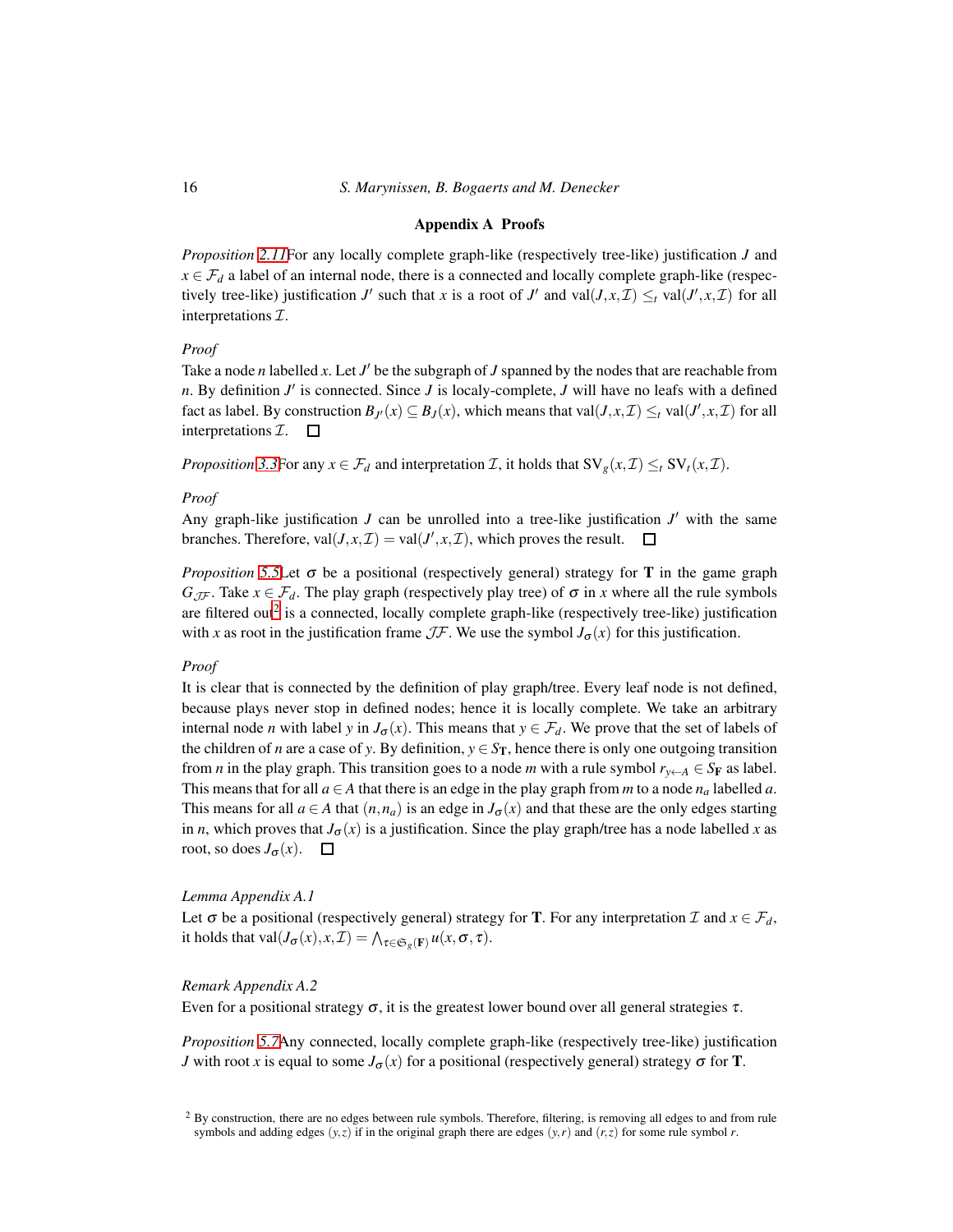## Appendix A Proofs

*Proposition 2.11* For any locally complete graph-like (respectively tree-like) justification $J$ and $x \in \mathcal{F}_d$ a label of an internal node, there is a connected and locally complete graph-like (respectively tree-like) justification $J'$ such that $x$ is a root of $J'$ and $\mathrm{val}(J, x, \mathcal{I}) \leq_t \mathrm{val}(J', x, \mathcal{I})$ for all interpretations $\mathcal{I}$.

*Proof*

Take a node $n$ labelled $x$. Let $J'$ be the subgraph of $J$ spanned by the nodes that are reachable from $n$. By definition $J'$ is connected. Since $J$ is localy-complete, $J$ will have no leafs with a defined fact as label. By construction $B_{J'}(x) \subseteq B_J(x)$, which means that $\mathrm{val}(J, x, \mathcal{I}) \leq_t \mathrm{val}(J', x, \mathcal{I})$ for all interpretations $\mathcal{I}$. □

*Proposition 3.3* For any $x \in \mathcal{F}_d$ and interpretation $\mathcal{I}$, it holds that $\mathrm{SV}_g(x, \mathcal{I}) \leq_t \mathrm{SV}_t(x, \mathcal{I})$.

*Proof*

Any graph-like justification $J$ can be unrolled into a tree-like justification $J'$ with the same branches. Therefore, $\mathrm{val}(J, x, \mathcal{I}) = \mathrm{val}(J', x, \mathcal{I})$, which proves the result. □

*Proposition 5.5* Let $\sigma$ be a positional (respectively general) strategy for $\mathbf{T}$ in the game graph $G_{\mathcal{JF}}$. Take $x \in \mathcal{F}_d$. The play graph (respectively play tree) of $\sigma$ in $x$ where all the rule symbols are filtered out[2] is a connected, locally complete graph-like (respectively tree-like) justification with $x$ as root in the justification frame $\mathcal{JF}$. We use the symbol $J_\sigma(x)$ for this justification.

*Proof*

It is clear that is connected by the definition of play graph/tree. Every leaf node is not defined, because plays never stop in defined nodes; hence it is locally complete. We take an arbitrary internal node $n$ with label $y$ in $J_\sigma(x)$. This means that $y \in \mathcal{F}_d$. We prove that the set of labels of the children of $n$ are a case of $y$. By definition, $y \in S_\mathbf{T}$, hence there is only one outgoing transition from $n$ in the play graph. This transition goes to a node $m$ with a rule symbol $r_{y \leftarrow A} \in S_\mathbf{F}$ as label. This means that for all $a \in A$ that there is an edge in the play graph from $m$ to a node $n_a$ labelled $a$. This means for all $a \in A$ that $(n, n_a)$ is an edge in $J_\sigma(x)$ and that these are the only edges starting in $n$, which proves that $J_\sigma(x)$ is a justification. Since the play graph/tree has a node labelled $x$ as root, so does $J_\sigma(x)$. □

*Lemma Appendix A.1*

Let $\sigma$ be a positional (respectively general) strategy for $\mathbf{T}$. For any interpretation $\mathcal{I}$ and $x \in \mathcal{F}_d$, it holds that $\mathrm{val}(J_\sigma(x), x, \mathcal{I}) = \bigwedge_{\tau \in \mathfrak{S}_g(\mathbf{F})} u(x, \sigma, \tau)$.

*Remark Appendix A.2*

Even for a positional strategy $\sigma$, it is the greatest lower bound over all general strategies $\tau$.

*Proposition 5.7* Any connected, locally complete graph-like (respectively tree-like) justification $J$ with root $x$ is equal to some $J_\sigma(x)$ for a positional (respectively general) strategy $\sigma$ for $\mathbf{T}$.

[2] By construction, there are no edges between rule symbols. Therefore, filtering, is removing all edges to and from rule symbols and adding edges $(y, z)$ if in the original graph there are edges $(y, r)$ and $(r, z)$ for some rule symbol $r$.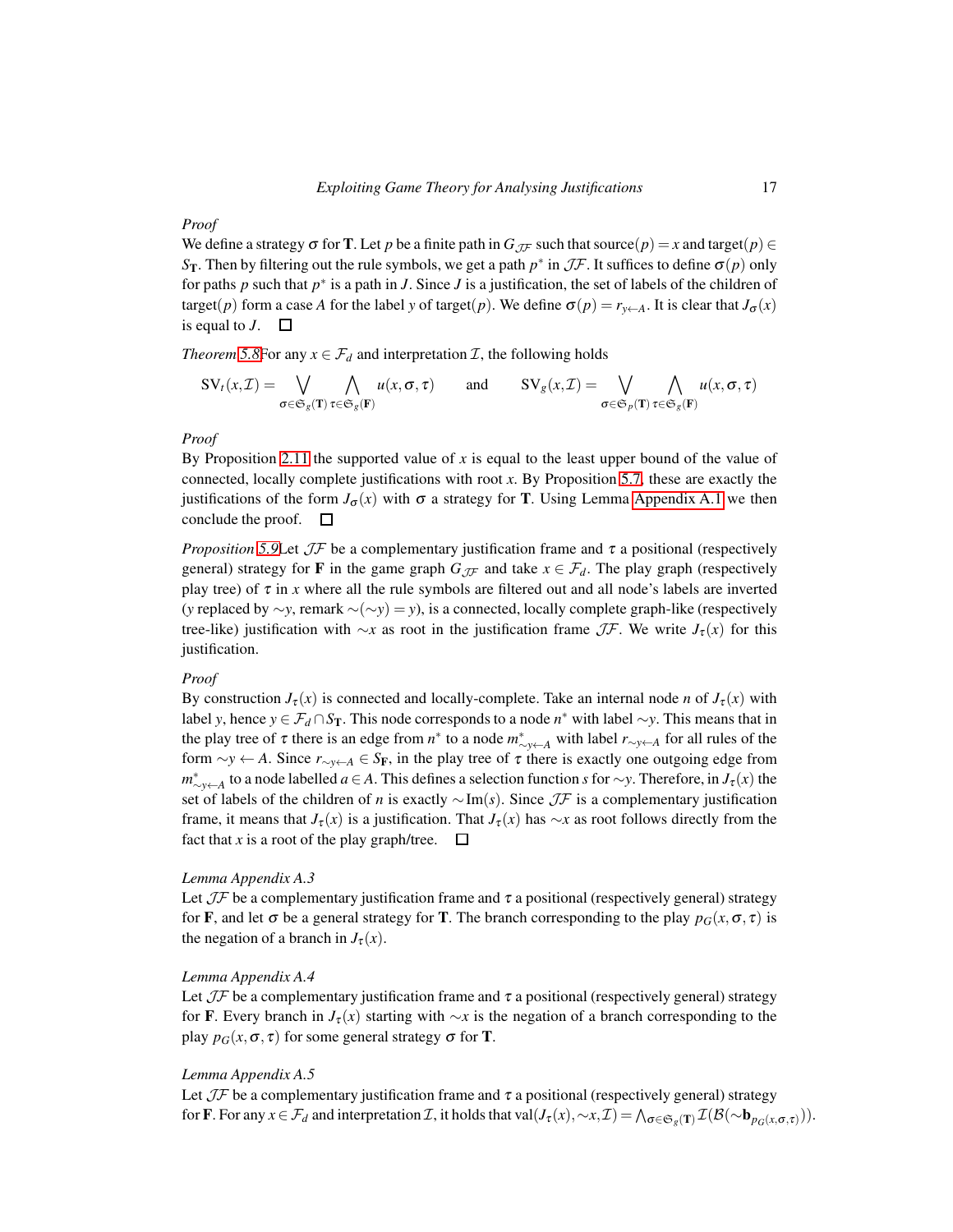*Proof*
We define a strategy $\sigma$ for $\mathbf{T}$. Let $p$ be a finite path in $G_{\mathcal{JF}}$ such that source$(p) = x$ and target$(p) \in S_{\mathbf{T}}$. Then by filtering out the rule symbols, we get a path $p^*$ in $\mathcal{JF}$. It suffices to define $\sigma(p)$ only for paths $p$ such that $p^*$ is a path in $J$. Since $J$ is a justification, the set of labels of the children of target$(p)$ form a case $A$ for the label $y$ of target$(p)$. We define $\sigma(p) = r_{y \leftarrow A}$. It is clear that $J_\sigma(x)$ is equal to $J$. □

*Theorem 5.8* For any $x \in \mathcal{F}_d$ and interpretation $\mathcal{I}$, the following holds

$$\mathrm{SV}_t(x, \mathcal{I}) = \bigvee_{\sigma \in \mathfrak{S}_g(\mathbf{T})} \bigwedge_{\tau \in \mathfrak{S}_g(\mathbf{F})} u(x, \sigma, \tau) \qquad \text{and} \qquad \mathrm{SV}_g(x, \mathcal{I}) = \bigvee_{\sigma \in \mathfrak{S}_p(\mathbf{T})} \bigwedge_{\tau \in \mathfrak{S}_g(\mathbf{F})} u(x, \sigma, \tau)$$

*Proof*
By Proposition 2.11 the supported value of $x$ is equal to the least upper bound of the value of connected, locally complete justifications with root $x$. By Proposition 5.7, these are exactly the justifications of the form $J_\sigma(x)$ with $\sigma$ a strategy for $\mathbf{T}$. Using Lemma Appendix A.1 we then conclude the proof. □

*Proposition 5.9* Let $\mathcal{JF}$ be a complementary justification frame and $\tau$ a positional (respectively general) strategy for $\mathbf{F}$ in the game graph $G_{\mathcal{JF}}$ and take $x \in \mathcal{F}_d$. The play graph (respectively play tree) of $\tau$ in $x$ where all the rule symbols are filtered out and all node's labels are inverted ($y$ replaced by $\sim y$, remark $\sim(\sim y) = y$), is a connected, locally complete graph-like (respectively tree-like) justification with $\sim x$ as root in the justification frame $\mathcal{JF}$. We write $J_\tau(x)$ for this justification.

*Proof*
By construction $J_\tau(x)$ is connected and locally-complete. Take an internal node $n$ of $J_\tau(x)$ with label $y$, hence $y \in \mathcal{F}_d \cap S_{\mathbf{T}}$. This node corresponds to a node $n^*$ with label $\sim y$. This means that in the play tree of $\tau$ there is an edge from $n^*$ to a node $m^*_{\sim y \leftarrow A}$ with label $r_{\sim y \leftarrow A}$ for all rules of the form $\sim y \leftarrow A$. Since $r_{\sim y \leftarrow A} \in S_{\mathbf{F}}$, in the play tree of $\tau$ there is exactly one outgoing edge from $m^*_{\sim y \leftarrow A}$ to a node labelled $a \in A$. This defines a selection function $s$ for $\sim y$. Therefore, in $J_\tau(x)$ the set of labels of the children of $n$ is exactly $\sim \mathrm{Im}(s)$. Since $\mathcal{JF}$ is a complementary justification frame, it means that $J_\tau(x)$ is a justification. That $J_\tau(x)$ has $\sim x$ as root follows directly from the fact that $x$ is a root of the play graph/tree. □

*Lemma Appendix A.3*
Let $\mathcal{JF}$ be a complementary justification frame and $\tau$ a positional (respectively general) strategy for $\mathbf{F}$, and let $\sigma$ be a general strategy for $\mathbf{T}$. The branch corresponding to the play $p_G(x, \sigma, \tau)$ is the negation of a branch in $J_\tau(x)$.

*Lemma Appendix A.4*
Let $\mathcal{JF}$ be a complementary justification frame and $\tau$ a positional (respectively general) strategy for $\mathbf{F}$. Every branch in $J_\tau(x)$ starting with $\sim x$ is the negation of a branch corresponding to the play $p_G(x, \sigma, \tau)$ for some general strategy $\sigma$ for $\mathbf{T}$.

*Lemma Appendix A.5*
Let $\mathcal{JF}$ be a complementary justification frame and $\tau$ a positional (respectively general) strategy for $\mathbf{F}$. For any $x \in \mathcal{F}_d$ and interpretation $\mathcal{I}$, it holds that $\mathrm{val}(J_\tau(x), \sim x, \mathcal{I}) = \bigwedge_{\sigma \in \mathfrak{S}_g(\mathbf{T})} \mathcal{I}(\mathcal{B}(\sim \mathbf{b}_{p_G(x,\sigma,\tau)}))$.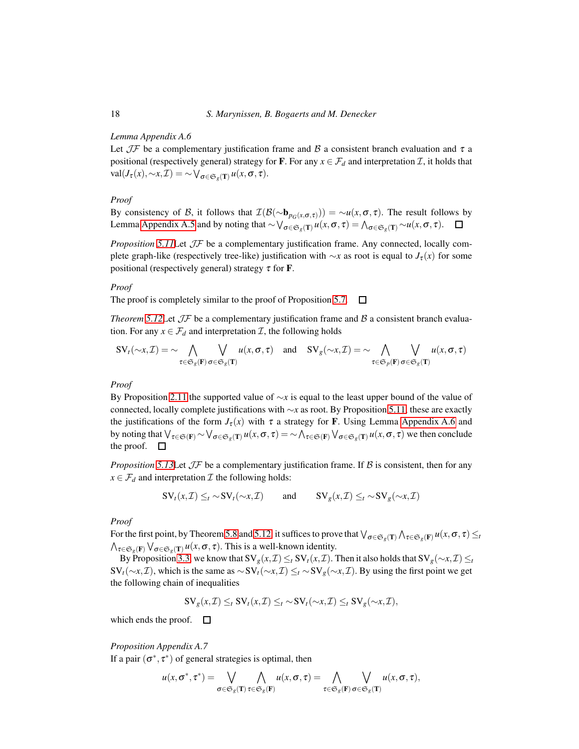*Lemma Appendix A.6*
Let $\mathcal{JF}$ be a complementary justification frame and $\mathcal{B}$ a consistent branch evaluation and $\tau$ a positional (respectively general) strategy for $\mathbf{F}$. For any $x \in \mathcal{F}_d$ and interpretation $\mathcal{I}$, it holds that $\mathrm{val}(J_\tau(x), \sim x, \mathcal{I}) = \sim \bigvee_{\sigma \in \mathfrak{S}_g(\mathbf{T})} u(x, \sigma, \tau)$.

*Proof*
By consistency of $\mathcal{B}$, it follows that $\mathcal{I}(\mathcal{B}(\sim \mathbf{b}_{p_G(x,\sigma,\tau)})) = \sim u(x, \sigma, \tau)$. The result follows by Lemma Appendix A.5 and by noting that $\sim \bigvee_{\sigma \in \mathfrak{S}_g(\mathbf{T})} u(x, \sigma, \tau) = \bigwedge_{\sigma \in \mathfrak{S}_g(\mathbf{T})} \sim u(x, \sigma, \tau)$. □

*Proposition 5.11*Let $\mathcal{JF}$ be a complementary justification frame. Any connected, locally complete graph-like (respectively tree-like) justification with $\sim x$ as root is equal to $J_\tau(x)$ for some positional (respectively general) strategy $\tau$ for $\mathbf{F}$.

*Proof*
The proof is completely similar to the proof of Proposition 5.7. □

*Theorem 5.12*Let $\mathcal{JF}$ be a complementary justification frame and $\mathcal{B}$ a consistent branch evaluation. For any $x \in \mathcal{F}_d$ and interpretation $\mathcal{I}$, the following holds

$$\mathrm{SV}_t(\sim x, \mathcal{I}) = \sim \bigwedge_{\tau \in \mathfrak{S}_g(\mathbf{F})} \bigvee_{\sigma \in \mathfrak{S}_g(\mathbf{T})} u(x, \sigma, \tau) \quad \text{and} \quad \mathrm{SV}_g(\sim x, \mathcal{I}) = \sim \bigwedge_{\tau \in \mathfrak{S}_p(\mathbf{F})} \bigvee_{\sigma \in \mathfrak{S}_g(\mathbf{T})} u(x, \sigma, \tau)$$

*Proof*
By Proposition 2.11 the supported value of $\sim x$ is equal to the least upper bound of the value of connected, locally complete justifications with $\sim x$ as root. By Proposition 5.11, these are exactly the justifications of the form $J_\tau(x)$ with $\tau$ a strategy for $\mathbf{F}$. Using Lemma Appendix A.6 and by noting that $\bigvee_{\tau \in \mathfrak{S}(\mathbf{F})} \sim \bigvee_{\sigma \in \mathfrak{S}_g(\mathbf{T})} u(x, \sigma, \tau) = \sim \bigwedge_{\tau \in \mathfrak{S}(\mathbf{F})} \bigvee_{\sigma \in \mathfrak{S}_g(\mathbf{T})} u(x, \sigma, \tau)$ we then conclude the proof. □

*Proposition 5.13*Let $\mathcal{JF}$ be a complementary justification frame. If $\mathcal{B}$ is consistent, then for any $x \in \mathcal{F}_d$ and interpretation $\mathcal{I}$ the following holds:

$$\mathrm{SV}_t(x, \mathcal{I}) \leq_t \sim \mathrm{SV}_t(\sim x, \mathcal{I}) \qquad \text{and} \qquad \mathrm{SV}_g(x, \mathcal{I}) \leq_t \sim \mathrm{SV}_g(\sim x, \mathcal{I})$$

*Proof*
For the first point, by Theorem 5.8 and 5.12, it suffices to prove that $\bigvee_{\sigma \in \mathfrak{S}_g(\mathbf{T})} \bigwedge_{\tau \in \mathfrak{S}_g(\mathbf{F})} u(x, \sigma, \tau) \leq_t \bigwedge_{\tau \in \mathfrak{S}_g(\mathbf{F})} \bigvee_{\sigma \in \mathfrak{S}_g(\mathbf{T})} u(x, \sigma, \tau)$. This is a well-known identity.

By Proposition 3.3, we know that $\mathrm{SV}_g(x, \mathcal{I}) \leq_t \mathrm{SV}_t(x, \mathcal{I})$. Then it also holds that $\mathrm{SV}_g(\sim x, \mathcal{I}) \leq_t \mathrm{SV}_t(\sim x, \mathcal{I})$, which is the same as $\sim \mathrm{SV}_t(\sim x, \mathcal{I}) \leq_t \sim \mathrm{SV}_g(\sim x, \mathcal{I})$. By using the first point we get the following chain of inequalities

$$\mathrm{SV}_g(x, \mathcal{I}) \leq_t \mathrm{SV}_t(x, \mathcal{I}) \leq_t \sim \mathrm{SV}_t(\sim x, \mathcal{I}) \leq_t \mathrm{SV}_g(\sim x, \mathcal{I}),$$

which ends the proof. □

*Proposition Appendix A.7*
If a pair $(\sigma^*, \tau^*)$ of general strategies is optimal, then

$$u(x, \sigma^*, \tau^*) = \bigvee_{\sigma \in \mathfrak{S}_g(\mathbf{T})} \bigwedge_{\tau \in \mathfrak{S}_g(\mathbf{F})} u(x, \sigma, \tau) = \bigwedge_{\tau \in \mathfrak{S}_g(\mathbf{F})} \bigvee_{\sigma \in \mathfrak{S}_g(\mathbf{T})} u(x, \sigma, \tau),$$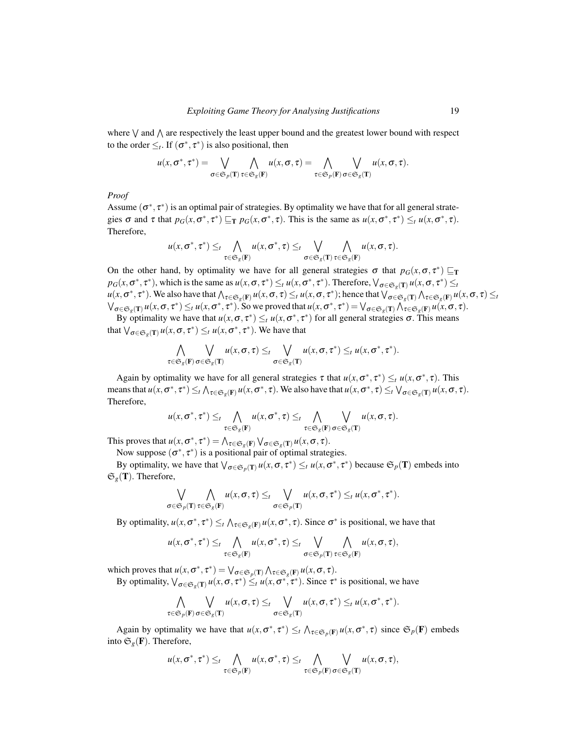where $\bigvee$ and $\bigwedge$ are respectively the least upper bound and the greatest lower bound with respect to the order $\leq_t$. If $(\sigma^*, \tau^*)$ is also positional, then

$$u(x,\sigma^*,\tau^*) = \bigvee_{\sigma\in\mathfrak{S}_p(\mathbf{T})} \bigwedge_{\tau\in\mathfrak{S}_g(\mathbf{F})} u(x,\sigma,\tau) = \bigwedge_{\tau\in\mathfrak{S}_p(\mathbf{F})} \bigvee_{\sigma\in\mathfrak{S}_g(\mathbf{T})} u(x,\sigma,\tau).$$

*Proof*

Assume $(\sigma^*, \tau^*)$ is an optimal pair of strategies. By optimality we have that for all general strategies $\sigma$ and $\tau$ that $p_G(x,\sigma^*,\tau^*) \sqsubseteq_{\mathbf{T}} p_G(x,\sigma^*,\tau)$. This is the same as $u(x,\sigma^*,\tau^*) \leq_t u(x,\sigma^*,\tau)$. Therefore,

$$u(x,\sigma^*,\tau^*) \leq_t \bigwedge_{\tau\in\mathfrak{S}_g(\mathbf{F})} u(x,\sigma^*,\tau) \leq_t \bigvee_{\sigma\in\mathfrak{S}_g(\mathbf{T})} \bigwedge_{\tau\in\mathfrak{S}_g(\mathbf{F})} u(x,\sigma,\tau).$$

On the other hand, by optimality we have for all general strategies $\sigma$ that $p_G(x,\sigma,\tau^*) \sqsubseteq_{\mathbf{T}} p_G(x,\sigma^*,\tau^*)$, which is the same as $u(x,\sigma,\tau^*) \leq_t u(x,\sigma^*,\tau^*)$. Therefore, $\bigvee_{\sigma\in\mathfrak{S}_g(\mathbf{T})} u(x,\sigma,\tau^*) \leq_t u(x,\sigma^*,\tau^*)$. We also have that $\bigwedge_{\tau\in\mathfrak{S}_g(\mathbf{F})} u(x,\sigma,\tau) \leq_t u(x,\sigma,\tau^*)$; hence that $\bigvee_{\sigma\in\mathfrak{S}_g(\mathbf{T})} \bigwedge_{\tau\in\mathfrak{S}_g(\mathbf{F})} u(x,\sigma,\tau) \leq_t \bigvee_{\sigma\in\mathfrak{S}_g(\mathbf{T})} u(x,\sigma,\tau^*) \leq_t u(x,\sigma^*,\tau^*)$. So we proved that $u(x,\sigma^*,\tau^*) = \bigvee_{\sigma\in\mathfrak{S}_g(\mathbf{T})} \bigwedge_{\tau\in\mathfrak{S}_g(\mathbf{F})} u(x,\sigma,\tau)$.

By optimality we have that $u(x,\sigma,\tau^*) \leq_t u(x,\sigma^*,\tau^*)$ for all general strategies $\sigma$. This means that $\bigvee_{\sigma\in\mathfrak{S}_g(\mathbf{T})} u(x,\sigma,\tau^*) \leq_t u(x,\sigma^*,\tau^*)$. We have that

$$\bigwedge_{\tau\in\mathfrak{S}_g(\mathbf{F})} \bigvee_{\sigma\in\mathfrak{S}_g(\mathbf{T})} u(x,\sigma,\tau) \leq_t \bigvee_{\sigma\in\mathfrak{S}_g(\mathbf{T})} u(x,\sigma,\tau^*) \leq_t u(x,\sigma^*,\tau^*).$$

Again by optimality we have for all general strategies $\tau$ that $u(x,\sigma^*,\tau^*) \leq_t u(x,\sigma^*,\tau)$. This means that $u(x,\sigma^*,\tau^*) \leq_t \bigwedge_{\tau\in\mathfrak{S}_g(\mathbf{F})} u(x,\sigma^*,\tau)$. We also have that $u(x,\sigma^*,\tau) \leq_t \bigvee_{\sigma\in\mathfrak{S}_g(\mathbf{T})} u(x,\sigma,\tau)$. Therefore,

$$u(x,\sigma^*,\tau^*) \leq_t \bigwedge_{\tau\in\mathfrak{S}_g(\mathbf{F})} u(x,\sigma^*,\tau) \leq_t \bigwedge_{\tau\in\mathfrak{S}_g(\mathbf{F})} \bigvee_{\sigma\in\mathfrak{S}_g(\mathbf{T})} u(x,\sigma,\tau).$$

This proves that $u(x,\sigma^*,\tau^*) = \bigwedge_{\tau\in\mathfrak{S}_g(\mathbf{F})} \bigvee_{\sigma\in\mathfrak{S}_g(\mathbf{T})} u(x,\sigma,\tau)$.

Now suppose $(\sigma^*, \tau^*)$ is a positional pair of optimal strategies.

By optimality, we have that $\bigvee_{\sigma\in\mathfrak{S}_p(\mathbf{T})} u(x,\sigma,\tau^*) \leq_t u(x,\sigma^*,\tau^*)$ because $\mathfrak{S}_p(\mathbf{T})$ embeds into $\mathfrak{S}_g(\mathbf{T})$. Therefore,

$$\bigvee_{\sigma\in\mathfrak{S}_p(\mathbf{T})} \bigwedge_{\tau\in\mathfrak{S}_g(\mathbf{F})} u(x,\sigma,\tau) \leq_t \bigvee_{\sigma\in\mathfrak{S}_p(\mathbf{T})} u(x,\sigma,\tau^*) \leq_t u(x,\sigma^*,\tau^*).$$

By optimality, $u(x,\sigma^*,\tau^*) \leq_t \bigwedge_{\tau\in\mathfrak{S}_g(\mathbf{F})} u(x,\sigma^*,\tau)$. Since $\sigma^*$ is positional, we have that

$$u(x,\sigma^*,\tau^*) \leq_t \bigwedge_{\tau\in\mathfrak{S}_g(\mathbf{F})} u(x,\sigma^*,\tau) \leq_t \bigvee_{\sigma\in\mathfrak{S}_p(\mathbf{T})} \bigwedge_{\tau\in\mathfrak{S}_g(\mathbf{F})} u(x,\sigma,\tau),$$

which proves that $u(x,\sigma^*,\tau^*) = \bigvee_{\sigma\in\mathfrak{S}_p(\mathbf{T})} \bigwedge_{\tau\in\mathfrak{S}_g(\mathbf{F})} u(x,\sigma,\tau)$.

By optimality, $\bigvee_{\sigma\in\mathfrak{S}_g(\mathbf{T})} u(x,\sigma,\tau^*) \leq_t u(x,\sigma^*,\tau^*)$. Since $\tau^*$ is positional, we have

$$\bigwedge_{\tau\in\mathfrak{S}_p(\mathbf{F})} \bigvee_{\sigma\in\mathfrak{S}_g(\mathbf{T})} u(x,\sigma,\tau) \leq_t \bigvee_{\sigma\in\mathfrak{S}_g(\mathbf{T})} u(x,\sigma,\tau^*) \leq_t u(x,\sigma^*,\tau^*).$$

Again by optimality we have that $u(x,\sigma^*,\tau^*) \leq_t \bigwedge_{\tau\in\mathfrak{S}_p(\mathbf{F})} u(x,\sigma^*,\tau)$ since $\mathfrak{S}_p(\mathbf{F})$ embeds into $\mathfrak{S}_g(\mathbf{F})$. Therefore,

$$u(x,\sigma^*,\tau^*) \leq_t \bigwedge_{\tau\in\mathfrak{S}_p(\mathbf{F})} u(x,\sigma^*,\tau) \leq_t \bigwedge_{\tau\in\mathfrak{S}_p(\mathbf{F})} \bigvee_{\sigma\in\mathfrak{S}_g(\mathbf{T})} u(x,\sigma,\tau),$$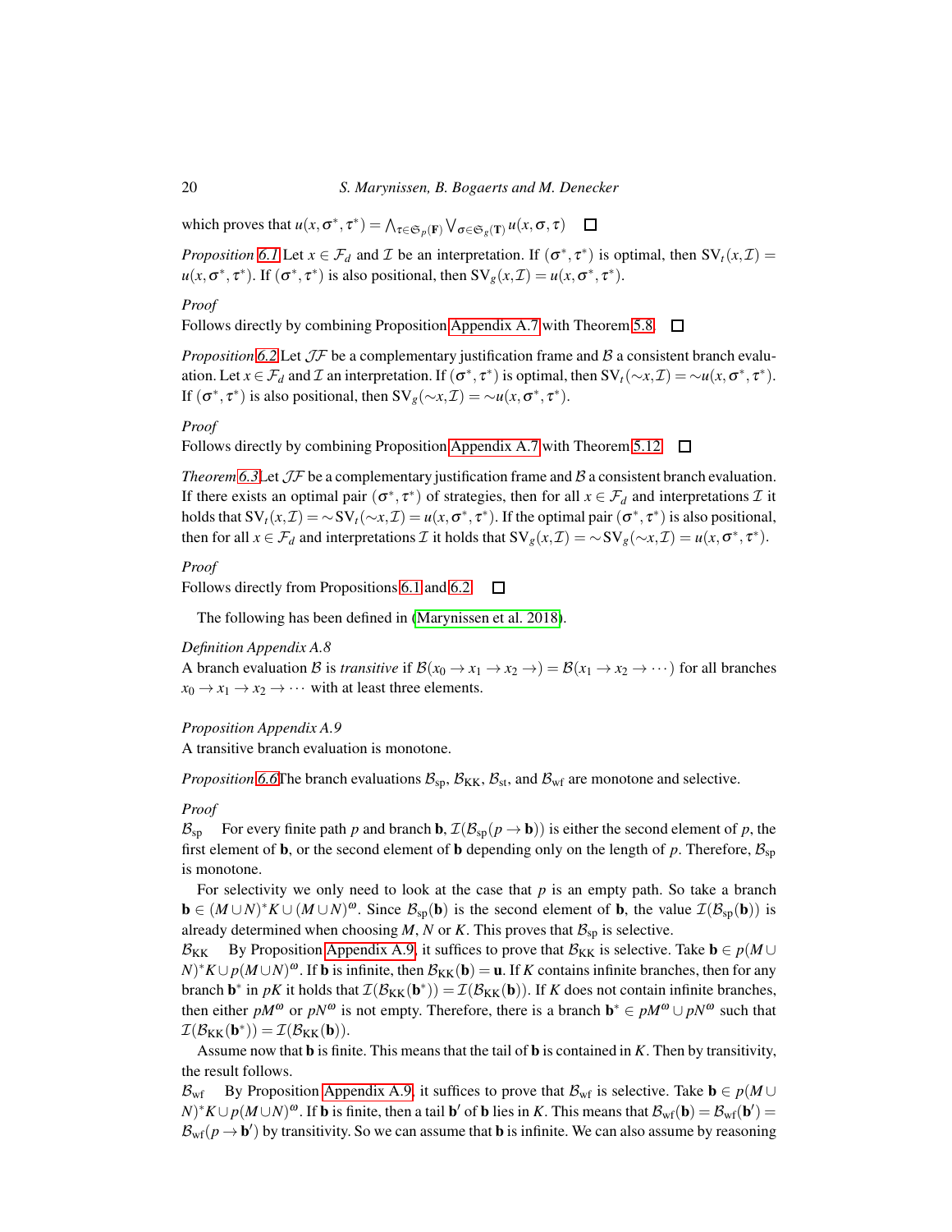which proves that $u(x,\sigma^*,\tau^*) = \bigwedge_{\tau\in\mathfrak{S}_p(\mathbf{F})}\bigvee_{\sigma\in\mathfrak{S}_g(\mathbf{T})} u(x,\sigma,\tau)$ $\square$

*Proposition 6.1* Let $x \in \mathcal{F}_d$ and $\mathcal{I}$ be an interpretation. If $(\sigma^*,\tau^*)$ is optimal, then $\mathrm{SV}_t(x,\mathcal{I}) = u(x,\sigma^*,\tau^*)$. If $(\sigma^*,\tau^*)$ is also positional, then $\mathrm{SV}_g(x,\mathcal{I}) = u(x,\sigma^*,\tau^*)$.

*Proof*

Follows directly by combining Proposition Appendix A.7 with Theorem 5.8. $\square$

*Proposition 6.2* Let $\mathcal{JF}$ be a complementary justification frame and $\mathcal{B}$ a consistent branch evaluation. Let $x \in \mathcal{F}_d$ and $\mathcal{I}$ an interpretation. If $(\sigma^*,\tau^*)$ is optimal, then $\mathrm{SV}_t(\sim x,\mathcal{I}) = \sim u(x,\sigma^*,\tau^*)$. If $(\sigma^*,\tau^*)$ is also positional, then $\mathrm{SV}_g(\sim x,\mathcal{I}) = \sim u(x,\sigma^*,\tau^*)$.

*Proof*

Follows directly by combining Proposition Appendix A.7 with Theorem 5.12. $\square$

*Theorem 6.3* Let $\mathcal{JF}$ be a complementary justification frame and $\mathcal{B}$ a consistent branch evaluation. If there exists an optimal pair $(\sigma^*,\tau^*)$ of strategies, then for all $x \in \mathcal{F}_d$ and interpretations $\mathcal{I}$ it holds that $\mathrm{SV}_t(x,\mathcal{I}) = \sim\mathrm{SV}_t(\sim x,\mathcal{I}) = u(x,\sigma^*,\tau^*)$. If the optimal pair $(\sigma^*,\tau^*)$ is also positional, then for all $x \in \mathcal{F}_d$ and interpretations $\mathcal{I}$ it holds that $\mathrm{SV}_g(x,\mathcal{I}) = \sim\mathrm{SV}_g(\sim x,\mathcal{I}) = u(x,\sigma^*,\tau^*)$.

*Proof*

Follows directly from Propositions 6.1 and 6.2. $\square$

The following has been defined in (Marynissen et al. 2018).

*Definition Appendix A.8*

A branch evaluation $\mathcal{B}$ is *transitive* if $\mathcal{B}(x_0 \to x_1 \to x_2 \to) = \mathcal{B}(x_1 \to x_2 \to \cdots)$ for all branches $x_0 \to x_1 \to x_2 \to \cdots$ with at least three elements.

*Proposition Appendix A.9*

A transitive branch evaluation is monotone.

*Proposition 6.6* The branch evaluations $\mathcal{B}_{\mathrm{sp}}$, $\mathcal{B}_{\mathrm{KK}}$, $\mathcal{B}_{\mathrm{st}}$, and $\mathcal{B}_{\mathrm{wf}}$ are monotone and selective.

*Proof*

$\mathcal{B}_{\mathrm{sp}}$ For every finite path $p$ and branch $\mathbf{b}$, $\mathcal{I}(\mathcal{B}_{\mathrm{sp}}(p \to \mathbf{b}))$ is either the second element of $p$, the first element of $\mathbf{b}$, or the second element of $\mathbf{b}$ depending only on the length of $p$. Therefore, $\mathcal{B}_{\mathrm{sp}}$ is monotone.

For selectivity we only need to look at the case that $p$ is an empty path. So take a branch $\mathbf{b} \in (M\cup N)^*K \cup (M\cup N)^\omega$. Since $\mathcal{B}_{\mathrm{sp}}(\mathbf{b})$ is the second element of $\mathbf{b}$, the value $\mathcal{I}(\mathcal{B}_{\mathrm{sp}}(\mathbf{b}))$ is already determined when choosing $M$, $N$ or $K$. This proves that $\mathcal{B}_{\mathrm{sp}}$ is selective.

$\mathcal{B}_{\mathrm{KK}}$ By Proposition Appendix A.9, it suffices to prove that $\mathcal{B}_{\mathrm{KK}}$ is selective. Take $\mathbf{b} \in p(M\cup N)^*K \cup p(M\cup N)^\omega$. If $\mathbf{b}$ is infinite, then $\mathcal{B}_{\mathrm{KK}}(\mathbf{b}) = \mathbf{u}$. If $K$ contains infinite branches, then for any branch $\mathbf{b}^*$ in $pK$ it holds that $\mathcal{I}(\mathcal{B}_{\mathrm{KK}}(\mathbf{b}^*)) = \mathcal{I}(\mathcal{B}_{\mathrm{KK}}(\mathbf{b}))$. If $K$ does not contain infinite branches, then either $pM^\omega$ or $pN^\omega$ is not empty. Therefore, there is a branch $\mathbf{b}^* \in pM^\omega \cup pN^\omega$ such that $\mathcal{I}(\mathcal{B}_{\mathrm{KK}}(\mathbf{b}^*)) = \mathcal{I}(\mathcal{B}_{\mathrm{KK}}(\mathbf{b}))$.

Assume now that $\mathbf{b}$ is finite. This means that the tail of $\mathbf{b}$ is contained in $K$. Then by transitivity, the result follows.

$\mathcal{B}_{\mathrm{wf}}$ By Proposition Appendix A.9, it suffices to prove that $\mathcal{B}_{\mathrm{wf}}$ is selective. Take $\mathbf{b} \in p(M\cup N)^*K \cup p(M\cup N)^\omega$. If $\mathbf{b}$ is finite, then a tail $\mathbf{b}'$ of $\mathbf{b}$ lies in $K$. This means that $\mathcal{B}_{\mathrm{wf}}(\mathbf{b}) = \mathcal{B}_{\mathrm{wf}}(\mathbf{b}') = \mathcal{B}_{\mathrm{wf}}(p \to \mathbf{b}')$ by transitivity. So we can assume that $\mathbf{b}$ is infinite. We can also assume by reasoning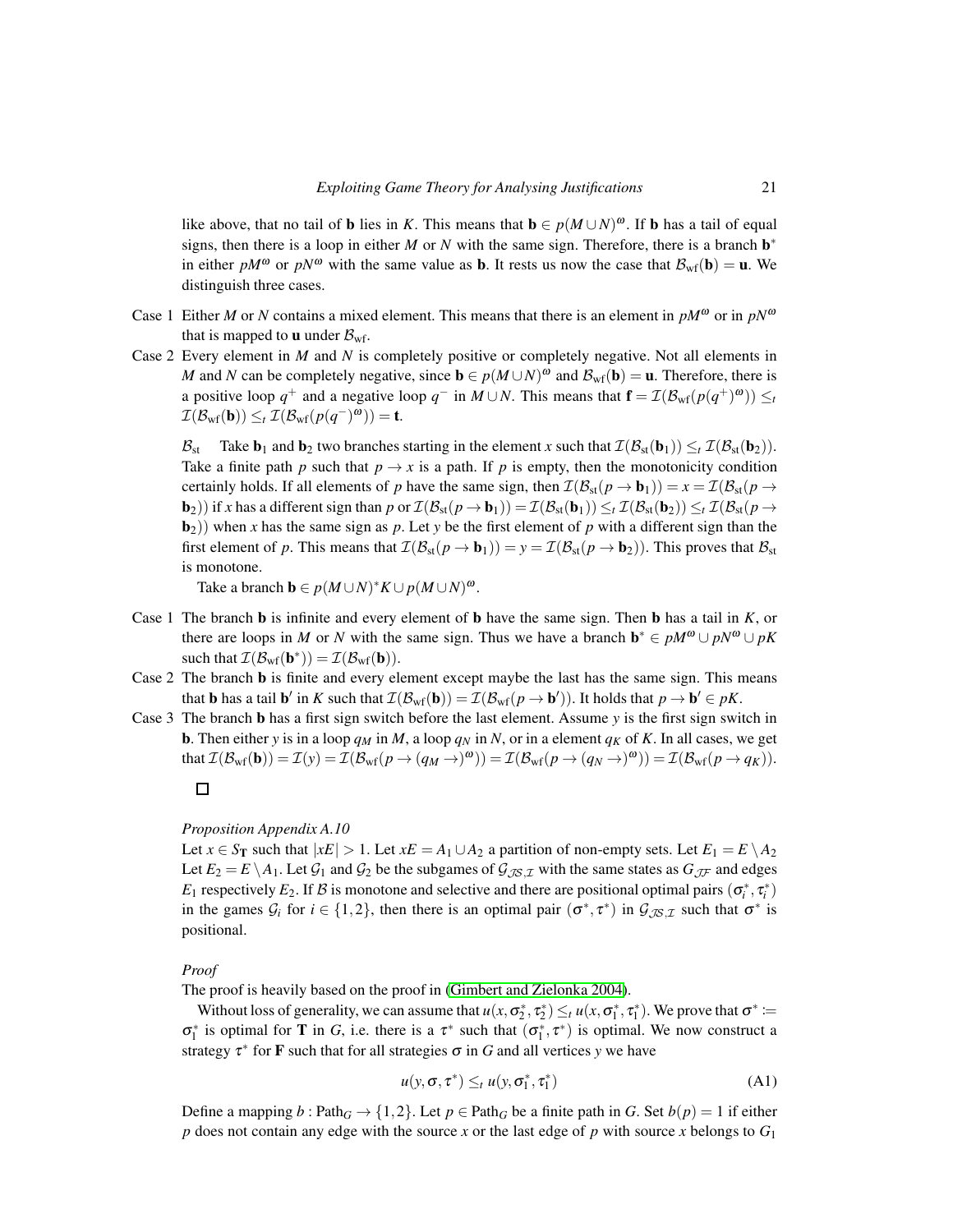like above, that no tail of $\mathbf{b}$ lies in $K$. This means that $\mathbf{b} \in p(M \cup N)^\omega$. If $\mathbf{b}$ has a tail of equal signs, then there is a loop in either $M$ or $N$ with the same sign. Therefore, there is a branch $\mathbf{b}^*$ in either $pM^\omega$ or $pN^\omega$ with the same value as $\mathbf{b}$. It rests us now the case that $\mathcal{B}_{\mathrm{wf}}(\mathbf{b}) = \mathbf{u}$. We distinguish three cases.

Case 1 Either $M$ or $N$ contains a mixed element. This means that there is an element in $pM^\omega$ or in $pN^\omega$ that is mapped to $\mathbf{u}$ under $\mathcal{B}_{\mathrm{wf}}$.

Case 2 Every element in $M$ and $N$ is completely positive or completely negative. Not all elements in $M$ and $N$ can be completely negative, since $\mathbf{b} \in p(M \cup N)^\omega$ and $\mathcal{B}_{\mathrm{wf}}(\mathbf{b}) = \mathbf{u}$. Therefore, there is a positive loop $q^+$ and a negative loop $q^-$ in $M \cup N$. This means that $\mathbf{f} = \mathcal{I}(\mathcal{B}_{\mathrm{wf}}(p(q^+)^\omega)) \leq_t \mathcal{I}(\mathcal{B}_{\mathrm{wf}}(\mathbf{b})) \leq_t \mathcal{I}(\mathcal{B}_{\mathrm{wf}}(p(q^-)^\omega)) = \mathbf{t}$.

$\mathcal{B}_{\mathrm{st}}$ Take $\mathbf{b}_1$ and $\mathbf{b}_2$ two branches starting in the element $x$ such that $\mathcal{I}(\mathcal{B}_{\mathrm{st}}(\mathbf{b}_1)) \leq_t \mathcal{I}(\mathcal{B}_{\mathrm{st}}(\mathbf{b}_2))$. Take a finite path $p$ such that $p \to x$ is a path. If $p$ is empty, then the monotonicity condition certainly holds. If all elements of $p$ have the same sign, then $\mathcal{I}(\mathcal{B}_{\mathrm{st}}(p \to \mathbf{b}_1)) = x = \mathcal{I}(\mathcal{B}_{\mathrm{st}}(p \to \mathbf{b}_2))$ if $x$ has a different sign than $p$ or $\mathcal{I}(\mathcal{B}_{\mathrm{st}}(p \to \mathbf{b}_1)) = \mathcal{I}(\mathcal{B}_{\mathrm{st}}(\mathbf{b}_1)) \leq_t \mathcal{I}(\mathcal{B}_{\mathrm{st}}(\mathbf{b}_2)) \leq_t \mathcal{I}(\mathcal{B}_{\mathrm{st}}(p \to \mathbf{b}_2))$ when $x$ has the same sign as $p$. Let $y$ be the first element of $p$ with a different sign than the first element of $p$. This means that $\mathcal{I}(\mathcal{B}_{\mathrm{st}}(p \to \mathbf{b}_1)) = y = \mathcal{I}(\mathcal{B}_{\mathrm{st}}(p \to \mathbf{b}_2))$. This proves that $\mathcal{B}_{\mathrm{st}}$ is monotone.

Take a branch $\mathbf{b} \in p(M \cup N)^* K \cup p(M \cup N)^\omega$.

Case 1 The branch $\mathbf{b}$ is infinite and every element of $\mathbf{b}$ have the same sign. Then $\mathbf{b}$ has a tail in $K$, or there are loops in $M$ or $N$ with the same sign. Thus we have a branch $\mathbf{b}^* \in pM^\omega \cup pN^\omega \cup pK$ such that $\mathcal{I}(\mathcal{B}_{\mathrm{wf}}(\mathbf{b}^*)) = \mathcal{I}(\mathcal{B}_{\mathrm{wf}}(\mathbf{b}))$.

Case 2 The branch $\mathbf{b}$ is finite and every element except maybe the last has the same sign. This means that $\mathbf{b}$ has a tail $\mathbf{b}'$ in $K$ such that $\mathcal{I}(\mathcal{B}_{\mathrm{wf}}(\mathbf{b})) = \mathcal{I}(\mathcal{B}_{\mathrm{wf}}(p \to \mathbf{b}'))$. It holds that $p \to \mathbf{b}' \in pK$.

Case 3 The branch $\mathbf{b}$ has a first sign switch before the last element. Assume $y$ is the first sign switch in $\mathbf{b}$. Then either $y$ is in a loop $q_M$ in $M$, a loop $q_N$ in $N$, or in a element $q_K$ of $K$. In all cases, we get that $\mathcal{I}(\mathcal{B}_{\mathrm{wf}}(\mathbf{b})) = \mathcal{I}(y) = \mathcal{I}(\mathcal{B}_{\mathrm{wf}}(p \to (q_M \to)^\omega)) = \mathcal{I}(\mathcal{B}_{\mathrm{wf}}(p \to (q_N \to)^\omega)) = \mathcal{I}(\mathcal{B}_{\mathrm{wf}}(p \to q_K))$.

□

*Proposition Appendix A.10*

Let $x \in S_\mathbf{T}$ such that $|xE| > 1$. Let $xE = A_1 \cup A_2$ a partition of non-empty sets. Let $E_1 = E \setminus A_2$ Let $E_2 = E \setminus A_1$. Let $\mathcal{G}_1$ and $\mathcal{G}_2$ be the subgames of $\mathcal{G}_{\mathcal{JS},\mathcal{I}}$ with the same states as $G_{\mathcal{JF}}$ and edges $E_1$ respectively $E_2$. If $\mathcal{B}$ is monotone and selective and there are positional optimal pairs $(\sigma_i^*, \tau_i^*)$ in the games $\mathcal{G}_i$ for $i \in \{1,2\}$, then there is an optimal pair $(\sigma^*, \tau^*)$ in $\mathcal{G}_{\mathcal{JS},\mathcal{I}}$ such that $\sigma^*$ is positional.

*Proof*

The proof is heavily based on the proof in (Gimbert and Zielonka 2004).

Without loss of generality, we can assume that $u(x, \sigma_2^*, \tau_2^*) \leq_t u(x, \sigma_1^*, \tau_1^*)$. We prove that $\sigma^* := \sigma_1^*$ is optimal for $\mathbf{T}$ in $G$, i.e. there is a $\tau^*$ such that $(\sigma_1^*, \tau^*)$ is optimal. We now construct a strategy $\tau^*$ for $\mathbf{F}$ such that for all strategies $\sigma$ in $G$ and all vertices $y$ we have

$$u(y, \sigma, \tau^*) \leq_t u(y, \sigma_1^*, \tau_1^*) \tag{A1}$$

Define a mapping $b : \mathrm{Path}_G \to \{1,2\}$. Let $p \in \mathrm{Path}_G$ be a finite path in $G$. Set $b(p) = 1$ if either $p$ does not contain any edge with the source $x$ or the last edge of $p$ with source $x$ belongs to $G_1$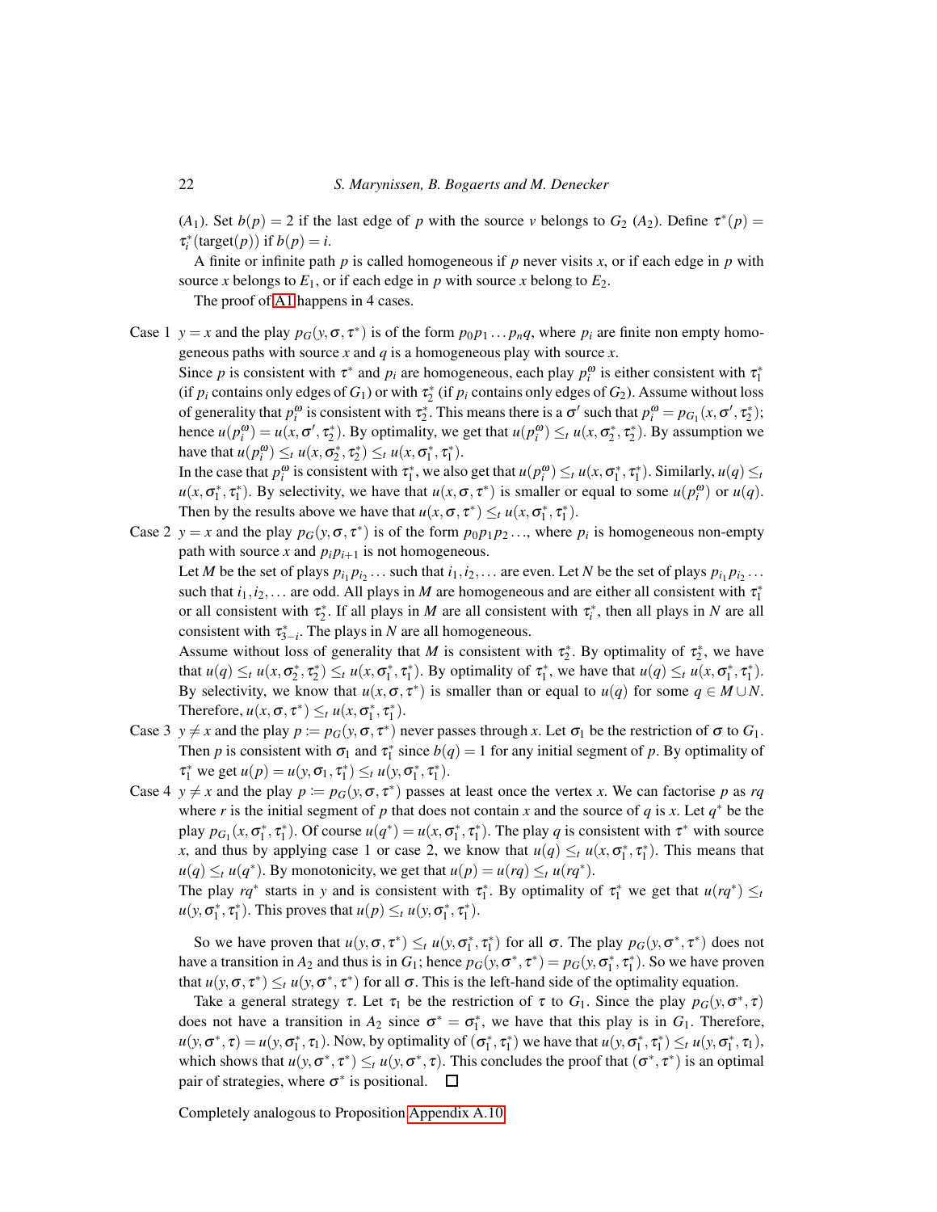$(A_1)$. Set $b(p) = 2$ if the last edge of $p$ with the source $v$ belongs to $G_2$ $(A_2)$. Define $\tau^*(p) = \tau_i^*(\text{target}(p))$ if $b(p) = i$.

A finite or infinite path $p$ is called homogeneous if $p$ never visits $x$, or if each edge in $p$ with source $x$ belongs to $E_1$, or if each edge in $p$ with source $x$ belong to $E_2$.

The proof of A1 happens in 4 cases.

**Case 1** $y = x$ and the play $p_G(y, \sigma, \tau^*)$ is of the form $p_0 p_1 \dots p_n q$, where $p_i$ are finite non empty homogeneous paths with source $x$ and $q$ is a homogeneous play with source $x$.
Since $p$ is consistent with $\tau^*$ and $p_i$ are homogeneous, each play $p_i^\omega$ is either consistent with $\tau_1^*$ (if $p_i$ contains only edges of $G_1$) or with $\tau_2^*$ (if $p_i$ contains only edges of $G_2$). Assume without loss of generality that $p_i^\omega$ is consistent with $\tau_2^*$. This means there is a $\sigma'$ such that $p_i^\omega = p_{G_1}(x, \sigma', \tau_2^*)$; hence $u(p_i^\omega) = u(x, \sigma', \tau_2^*)$. By optimality, we get that $u(p_i^\omega) \leq_t u(x, \sigma_2^*, \tau_2^*)$. By assumption we have that $u(p_i^\omega) \leq_t u(x, \sigma_2^*, \tau_2^*) \leq_t u(x, \sigma_1^*, \tau_1^*)$.
In the case that $p_i^\omega$ is consistent with $\tau_1^*$, we also get that $u(p_i^\omega) \leq_t u(x, \sigma_1^*, \tau_1^*)$. Similarly, $u(q) \leq_t u(x, \sigma_1^*, \tau_1^*)$. By selectivity, we have that $u(x, \sigma, \tau^*)$ is smaller or equal to some $u(p_i^\omega)$ or $u(q)$. Then by the results above we have that $u(x, \sigma, \tau^*) \leq_t u(x, \sigma_1^*, \tau_1^*)$.

**Case 2** $y = x$ and the play $p_G(y, \sigma, \tau^*)$ is of the form $p_0 p_1 p_2 \dots$, where $p_i$ is homogeneous non-empty path with source $x$ and $p_i p_{i+1}$ is not homogeneous.
Let $M$ be the set of plays $p_{i_1} p_{i_2} \dots$ such that $i_1, i_2, \dots$ are even. Let $N$ be the set of plays $p_{i_1} p_{i_2} \dots$ such that $i_1, i_2, \dots$ are odd. All plays in $M$ are homogeneous and are either all consistent with $\tau_1^*$ or all consistent with $\tau_2^*$. If all plays in $M$ are all consistent with $\tau_i^*$, then all plays in $N$ are all consistent with $\tau_{3-i}^*$. The plays in $N$ are all homogeneous.
Assume without loss of generality that $M$ is consistent with $\tau_2^*$. By optimality of $\tau_2^*$, we have that $u(q) \leq_t u(x, \sigma_2^*, \tau_2^*) \leq_t u(x, \sigma_1^*, \tau_1^*)$. By optimality of $\tau_1^*$, we have that $u(q) \leq_t u(x, \sigma_1^*, \tau_1^*)$. By selectivity, we know that $u(x, \sigma, \tau^*)$ is smaller than or equal to $u(q)$ for some $q \in M \cup N$. Therefore, $u(x, \sigma, \tau^*) \leq_t u(x, \sigma_1^*, \tau_1^*)$.

**Case 3** $y \neq x$ and the play $p := p_G(y, \sigma, \tau^*)$ never passes through $x$. Let $\sigma_1$ be the restriction of $\sigma$ to $G_1$. Then $p$ is consistent with $\sigma_1$ and $\tau_1^*$ since $b(q) = 1$ for any initial segment of $p$. By optimality of $\tau_1^*$ we get $u(p) = u(y, \sigma_1, \tau_1^*) \leq_t u(y, \sigma_1^*, \tau_1^*)$.

**Case 4** $y \neq x$ and the play $p := p_G(y, \sigma, \tau^*)$ passes at least once the vertex $x$. We can factorise $p$ as $rq$ where $r$ is the initial segment of $p$ that does not contain $x$ and the source of $q$ is $x$. Let $q^*$ be the play $p_{G_1}(x, \sigma_1^*, \tau_1^*)$. Of course $u(q^*) = u(x, \sigma_1^*, \tau_1^*)$. The play $q$ is consistent with $\tau^*$ with source $x$, and thus by applying case 1 or case 2, we know that $u(q) \leq_t u(x, \sigma_1^*, \tau_1^*)$. This means that $u(q) \leq_t u(q^*)$. By monotonicity, we get that $u(p) = u(rq) \leq_t u(rq^*)$.
The play $rq^*$ starts in $y$ and is consistent with $\tau_1^*$. By optimality of $\tau_1^*$ we get that $u(rq^*) \leq_t u(y, \sigma_1^*, \tau_1^*)$. This proves that $u(p) \leq_t u(y, \sigma_1^*, \tau_1^*)$.

So we have proven that $u(y, \sigma, \tau^*) \leq_t u(y, \sigma_1^*, \tau_1^*)$ for all $\sigma$. The play $p_G(y, \sigma^*, \tau^*)$ does not have a transition in $A_2$ and thus is in $G_1$; hence $p_G(y, \sigma^*, \tau^*) = p_G(y, \sigma_1^*, \tau_1^*)$. So we have proven that $u(y, \sigma, \tau^*) \leq_t u(y, \sigma^*, \tau^*)$ for all $\sigma$. This is the left-hand side of the optimality equation.

Take a general strategy $\tau$. Let $\tau_1$ be the restriction of $\tau$ to $G_1$. Since the play $p_G(y, \sigma^*, \tau)$ does not have a transition in $A_2$ since $\sigma^* = \sigma_1^*$, we have that this play is in $G_1$. Therefore, $u(y, \sigma^*, \tau) = u(y, \sigma_1^*, \tau_1)$. Now, by optimality of $(\sigma_1^*, \tau_1^*)$ we have that $u(y, \sigma_1^*, \tau_1^*) \leq_t u(y, \sigma_1^*, \tau_1)$, which shows that $u(y, \sigma^*, \tau^*) \leq_t u(y, \sigma^*, \tau)$. This concludes the proof that $(\sigma^*, \tau^*)$ is an optimal pair of strategies, where $\sigma^*$ is positional. □

Completely analogous to Proposition Appendix A.10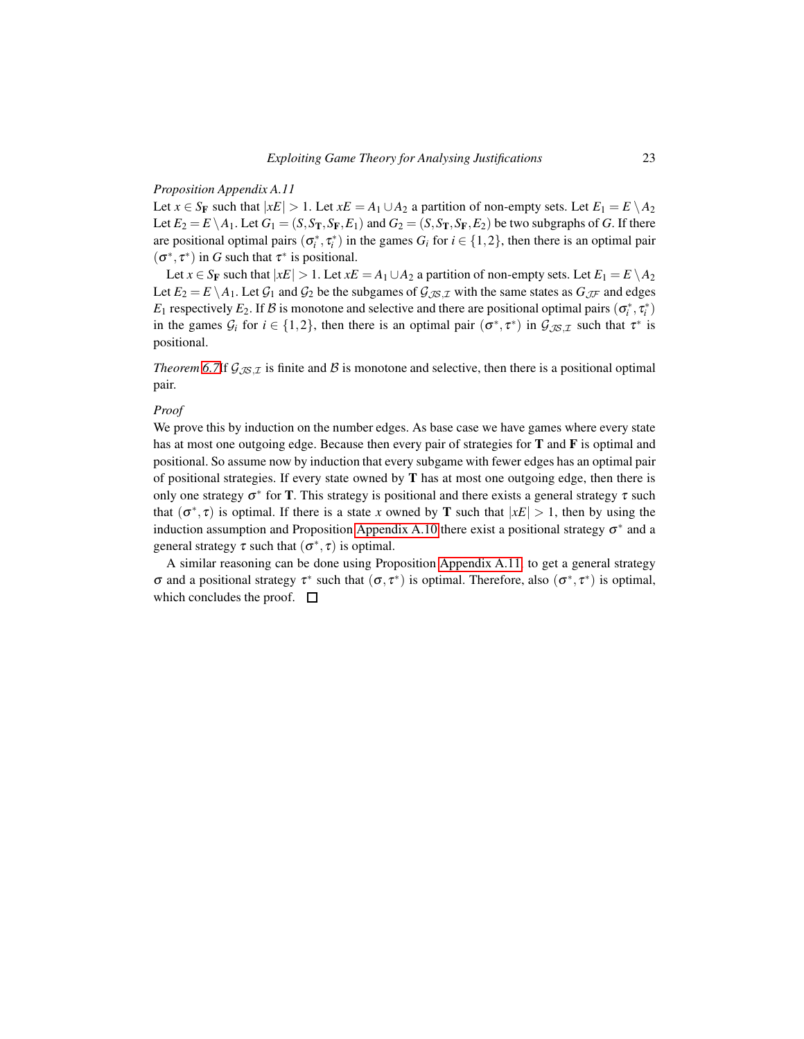*Proposition Appendix A.11*

Let $x \in S_{\mathbf{F}}$ such that $|xE| > 1$. Let $xE = A_1 \cup A_2$ a partition of non-empty sets. Let $E_1 = E \setminus A_2$ Let $E_2 = E \setminus A_1$. Let $G_1 = (S, S_{\mathbf{T}}, S_{\mathbf{F}}, E_1)$ and $G_2 = (S, S_{\mathbf{T}}, S_{\mathbf{F}}, E_2)$ be two subgraphs of $G$. If there are positional optimal pairs $(\sigma_i^*, \tau_i^*)$ in the games $G_i$ for $i \in \{1,2\}$, then there is an optimal pair $(\sigma^*, \tau^*)$ in $G$ such that $\tau^*$ is positional.

Let $x \in S_{\mathbf{F}}$ such that $|xE| > 1$. Let $xE = A_1 \cup A_2$ a partition of non-empty sets. Let $E_1 = E \setminus A_2$ Let $E_2 = E \setminus A_1$. Let $\mathcal{G}_1$ and $\mathcal{G}_2$ be the subgames of $\mathcal{G}_{\mathcal{JS},\mathcal{I}}$ with the same states as $G_{\mathcal{JF}}$ and edges $E_1$ respectively $E_2$. If $\mathcal{B}$ is monotone and selective and there are positional optimal pairs $(\sigma_i^*, \tau_i^*)$ in the games $\mathcal{G}_i$ for $i \in \{1,2\}$, then there is an optimal pair $(\sigma^*, \tau^*)$ in $\mathcal{G}_{\mathcal{JS},\mathcal{I}}$ such that $\tau^*$ is positional.

*Theorem 6.7* If $\mathcal{G}_{\mathcal{JS},\mathcal{I}}$ is finite and $\mathcal{B}$ is monotone and selective, then there is a positional optimal pair.

*Proof*

We prove this by induction on the number edges. As base case we have games where every state has at most one outgoing edge. Because then every pair of strategies for **T** and **F** is optimal and positional. So assume now by induction that every subgame with fewer edges has an optimal pair of positional strategies. If every state owned by **T** has at most one outgoing edge, then there is only one strategy $\sigma^*$ for **T**. This strategy is positional and there exists a general strategy $\tau$ such that $(\sigma^*, \tau)$ is optimal. If there is a state $x$ owned by **T** such that $|xE| > 1$, then by using the induction assumption and Proposition Appendix A.10 there exist a positional strategy $\sigma^*$ and a general strategy $\tau$ such that $(\sigma^*, \tau)$ is optimal.

A similar reasoning can be done using Proposition Appendix A.11, to get a general strategy $\sigma$ and a positional strategy $\tau^*$ such that $(\sigma, \tau^*)$ is optimal. Therefore, also $(\sigma^*, \tau^*)$ is optimal, which concludes the proof. $\square$